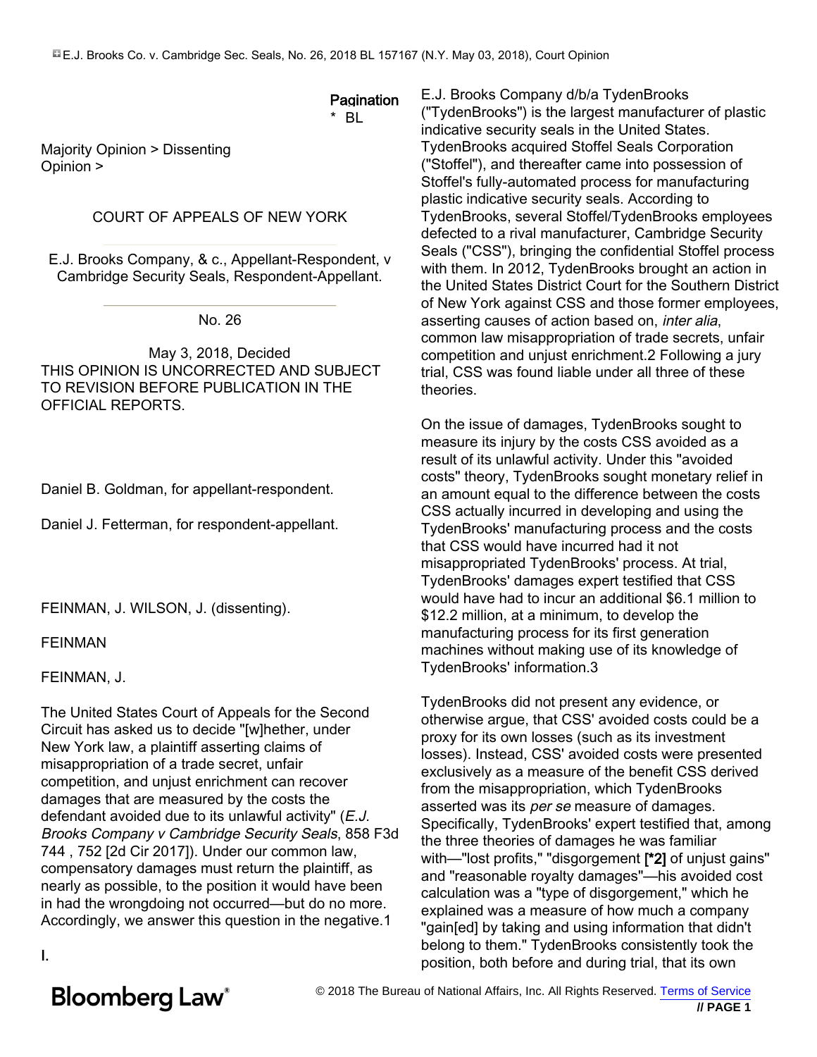Pagination
* BL

Majority Opinion > Dissenting Opinion >

COURT OF APPEALS OF NEW YORK

E.J. Brooks Company, & c., Appellant-Respondent, v Cambridge Security Seals, Respondent-Appellant.

No. 26

May 3, 2018, Decided

THIS OPINION IS UNCORRECTED AND SUBJECT TO REVISION BEFORE PUBLICATION IN THE OFFICIAL REPORTS.

Daniel B. Goldman, for appellant-respondent.

Daniel J. Fetterman, for respondent-appellant.

FEINMAN, J. WILSON, J. (dissenting).

FEINMAN

FEINMAN, J.

The United States Court of Appeals for the Second Circuit has asked us to decide "[w]hether, under New York law, a plaintiff asserting claims of misappropriation of a trade secret, unfair competition, and unjust enrichment can recover damages that are measured by the costs the defendant avoided due to its unlawful activity" (*E.J. Brooks Company v Cambridge Security Seals*, 858 F3d 744 , 752 [2d Cir 2017]). Under our common law, compensatory damages must return the plaintiff, as nearly as possible, to the position it would have been in had the wrongdoing not occurred—but do no more. Accordingly, we answer this question in the negative.1

I.

E.J. Brooks Company d/b/a TydenBrooks ("TydenBrooks") is the largest manufacturer of plastic indicative security seals in the United States. TydenBrooks acquired Stoffel Seals Corporation ("Stoffel"), and thereafter came into possession of Stoffel's fully-automated process for manufacturing plastic indicative security seals. According to TydenBrooks, several Stoffel/TydenBrooks employees defected to a rival manufacturer, Cambridge Security Seals ("CSS"), bringing the confidential Stoffel process with them. In 2012, TydenBrooks brought an action in the United States District Court for the Southern District of New York against CSS and those former employees, asserting causes of action based on, *inter alia*, common law misappropriation of trade secrets, unfair competition and unjust enrichment.2 Following a jury trial, CSS was found liable under all three of these theories.

On the issue of damages, TydenBrooks sought to measure its injury by the costs CSS avoided as a result of its unlawful activity. Under this "avoided costs" theory, TydenBrooks sought monetary relief in an amount equal to the difference between the costs CSS actually incurred in developing and using the TydenBrooks' manufacturing process and the costs that CSS would have incurred had it not misappropriated TydenBrooks' process. At trial, TydenBrooks' damages expert testified that CSS would have had to incur an additional $6.1 million to $12.2 million, at a minimum, to develop the manufacturing process for its first generation machines without making use of its knowledge of TydenBrooks' information.3

TydenBrooks did not present any evidence, or otherwise argue, that CSS' avoided costs could be a proxy for its own losses (such as its investment losses). Instead, CSS' avoided costs were presented exclusively as a measure of the benefit CSS derived from the misappropriation, which TydenBrooks asserted was its *per se* measure of damages. Specifically, TydenBrooks' expert testified that, among the three theories of damages he was familiar with—"lost profits," "disgorgement [*2] of unjust gains" and "reasonable royalty damages"—his avoided cost calculation was a "type of disgorgement," which he explained was a measure of how much a company "gain[ed] by taking and using information that didn't belong to them." TydenBrooks consistently took the position, both before and during trial, that its own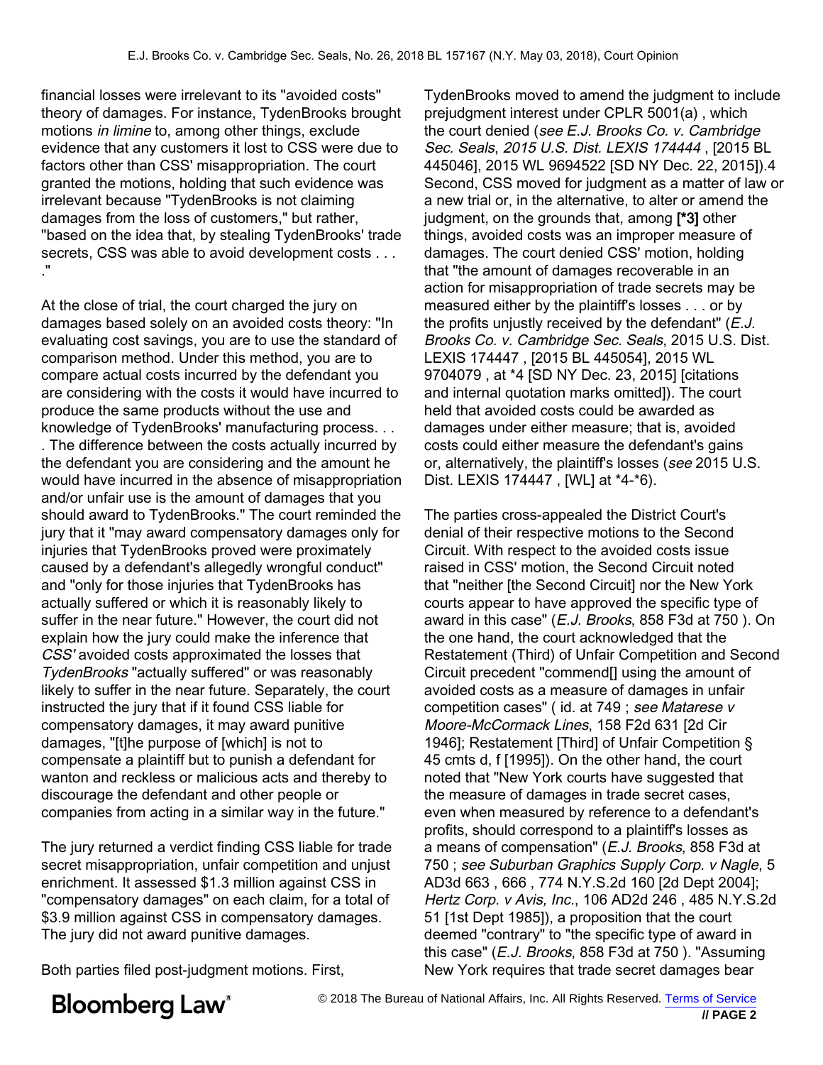financial losses were irrelevant to its "avoided costs" theory of damages. For instance, TydenBrooks brought motions *in limine* to, among other things, exclude evidence that any customers it lost to CSS were due to factors other than CSS' misappropriation. The court granted the motions, holding that such evidence was irrelevant because "TydenBrooks is not claiming damages from the loss of customers," but rather, "based on the idea that, by stealing TydenBrooks' trade secrets, CSS was able to avoid development costs . . . ."

At the close of trial, the court charged the jury on damages based solely on an avoided costs theory: "In evaluating cost savings, you are to use the standard of comparison method. Under this method, you are to compare actual costs incurred by the defendant you are considering with the costs it would have incurred to produce the same products without the use and knowledge of TydenBrooks' manufacturing process. . . . The difference between the costs actually incurred by the defendant you are considering and the amount he would have incurred in the absence of misappropriation and/or unfair use is the amount of damages that you should award to TydenBrooks." The court reminded the jury that it "may award compensatory damages only for injuries that TydenBrooks proved were proximately caused by a defendant's allegedly wrongful conduct" and "only for those injuries that TydenBrooks has actually suffered or which it is reasonably likely to suffer in the near future." However, the court did not explain how the jury could make the inference that *CSS'* avoided costs approximated the losses that *TydenBrooks* "actually suffered" or was reasonably likely to suffer in the near future. Separately, the court instructed the jury that if it found CSS liable for compensatory damages, it may award punitive damages, "[t]he purpose of [which] is not to compensate a plaintiff but to punish a defendant for wanton and reckless or malicious acts and thereby to discourage the defendant and other people or companies from acting in a similar way in the future."

The jury returned a verdict finding CSS liable for trade secret misappropriation, unfair competition and unjust enrichment. It assessed $1.3 million against CSS in "compensatory damages" on each claim, for a total of $3.9 million against CSS in compensatory damages. The jury did not award punitive damages.

Both parties filed post-judgment motions. First, TydenBrooks moved to amend the judgment to include prejudgment interest under CPLR 5001(a) , which the court denied (*see E.J. Brooks Co. v. Cambridge Sec. Seals*, *2015 U.S. Dist. LEXIS 174444* , [2015 BL 445046], 2015 WL 9694522 [SD NY Dec. 22, 2015]).4 Second, CSS moved for judgment as a matter of law or a new trial or, in the alternative, to alter or amend the judgment, on the grounds that, among [*3] other things, avoided costs was an improper measure of damages. The court denied CSS' motion, holding that "the amount of damages recoverable in an action for misappropriation of trade secrets may be measured either by the plaintiff's losses . . . or by the profits unjustly received by the defendant" (*E.J. Brooks Co. v. Cambridge Sec. Seals*, 2015 U.S. Dist. LEXIS 174447 , [2015 BL 445054], 2015 WL 9704079 , at *4 [SD NY Dec. 23, 2015] [citations and internal quotation marks omitted]). The court held that avoided costs could be awarded as damages under either measure; that is, avoided costs could either measure the defendant's gains or, alternatively, the plaintiff's losses (*see* 2015 U.S. Dist. LEXIS 174447 , [WL] at *4-*6).

The parties cross-appealed the District Court's denial of their respective motions to the Second Circuit. With respect to the avoided costs issue raised in CSS' motion, the Second Circuit noted that "neither [the Second Circuit] nor the New York courts appear to have approved the specific type of award in this case" (*E.J. Brooks*, 858 F3d at 750 ). On the one hand, the court acknowledged that the Restatement (Third) of Unfair Competition and Second Circuit precedent "commend[] using the amount of avoided costs as a measure of damages in unfair competition cases" ( id. at 749 ; *see Matarese v Moore-McCormack Lines*, 158 F2d 631 [2d Cir 1946]; Restatement [Third] of Unfair Competition § 45 cmts d, f [1995]). On the other hand, the court noted that "New York courts have suggested that the measure of damages in trade secret cases, even when measured by reference to a defendant's profits, should correspond to a plaintiff's losses as a means of compensation" (*E.J. Brooks*, 858 F3d at 750 ; *see Suburban Graphics Supply Corp. v Nagle*, 5 AD3d 663 , 666 , 774 N.Y.S.2d 160 [2d Dept 2004]; *Hertz Corp. v Avis, Inc.*, 106 AD2d 246 , 485 N.Y.S.2d 51 [1st Dept 1985]), a proposition that the court deemed "contrary" to "the specific type of award in this case" (*E.J. Brooks*, 858 F3d at 750 ). "Assuming New York requires that trade secret damages bear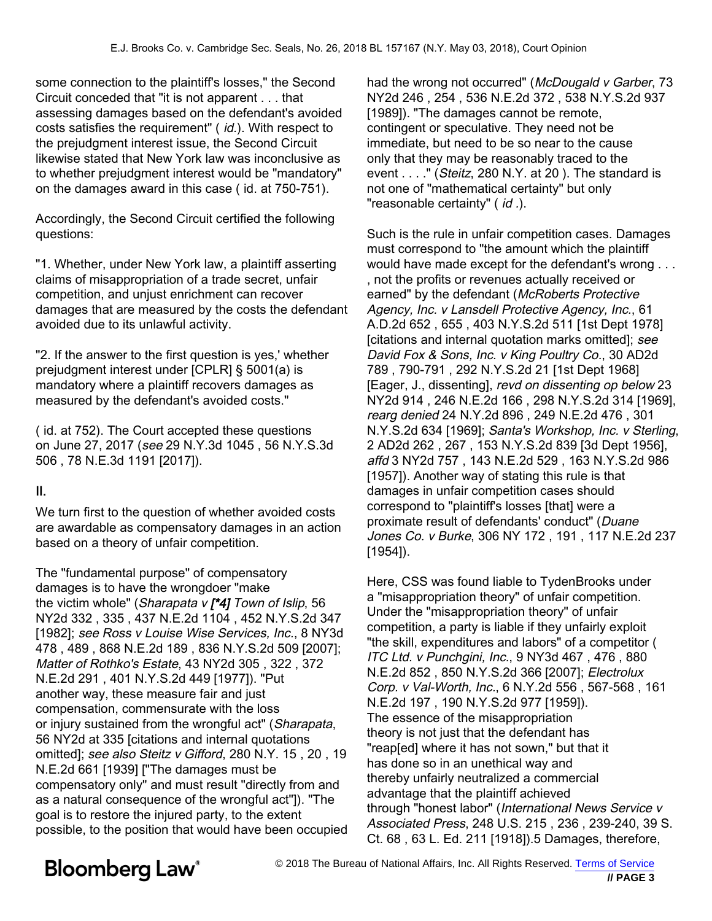some connection to the plaintiff's losses," the Second Circuit conceded that "it is not apparent . . . that assessing damages based on the defendant's avoided costs satisfies the requirement" ( *id.*). With respect to the prejudgment interest issue, the Second Circuit likewise stated that New York law was inconclusive as to whether prejudgment interest would be "mandatory" on the damages award in this case ( id. at 750-751).

Accordingly, the Second Circuit certified the following questions:

"1. Whether, under New York law, a plaintiff asserting claims of misappropriation of a trade secret, unfair competition, and unjust enrichment can recover damages that are measured by the costs the defendant avoided due to its unlawful activity.

"2. If the answer to the first question is yes,' whether prejudgment interest under [CPLR] § 5001(a) is mandatory where a plaintiff recovers damages as measured by the defendant's avoided costs."

( id. at 752). The Court accepted these questions on June 27, 2017 (*see* 29 N.Y.3d 1045 , 56 N.Y.S.3d 506 , 78 N.E.3d 1191 [2017]).

## II.

We turn first to the question of whether avoided costs are awardable as compensatory damages in an action based on a theory of unfair competition.

The "fundamental purpose" of compensatory damages is to have the wrongdoer "make the victim whole" (*Sharapata v* ***[*4]*** *Town of Islip*, 56 NY2d 332 , 335 , 437 N.E.2d 1104 , 452 N.Y.S.2d 347 [1982]; *see Ross v Louise Wise Services, Inc.*, 8 NY3d 478 , 489 , 868 N.E.2d 189 , 836 N.Y.S.2d 509 [2007]; *Matter of Rothko's Estate*, 43 NY2d 305 , 322 , 372 N.E.2d 291 , 401 N.Y.S.2d 449 [1977]). "Put another way, these measure fair and just compensation, commensurate with the loss or injury sustained from the wrongful act" (*Sharapata*, 56 NY2d at 335 [citations and internal quotations omitted]; *see also Steitz v Gifford*, 280 N.Y. 15 , 20 , 19 N.E.2d 661 [1939] ["The damages must be compensatory only" and must result "directly from and as a natural consequence of the wrongful act"]). "The goal is to restore the injured party, to the extent possible, to the position that would have been occupied had the wrong not occurred" (*McDougald v Garber*, 73 NY2d 246 , 254 , 536 N.E.2d 372 , 538 N.Y.S.2d 937 [1989]). "The damages cannot be remote, contingent or speculative. They need not be immediate, but need to be so near to the cause only that they may be reasonably traced to the event . . . ." (*Steitz*, 280 N.Y. at 20 ). The standard is not one of "mathematical certainty" but only "reasonable certainty" ( *id* .).

Such is the rule in unfair competition cases. Damages must correspond to "the amount which the plaintiff would have made except for the defendant's wrong . . . , not the profits or revenues actually received or earned" by the defendant (*McRoberts Protective Agency, Inc. v Lansdell Protective Agency, Inc.*, 61 A.D.2d 652 , 655 , 403 N.Y.S.2d 511 [1st Dept 1978] [citations and internal quotation marks omitted]; *see David Fox & Sons, Inc. v King Poultry Co.*, 30 AD2d 789 , 790-791 , 292 N.Y.S.2d 21 [1st Dept 1968] [Eager, J., dissenting], *revd on dissenting op below* 23 NY2d 914 , 246 N.E.2d 166 , 298 N.Y.S.2d 314 [1969], *rearg denied* 24 N.Y.2d 896 , 249 N.E.2d 476 , 301 N.Y.S.2d 634 [1969]; *Santa's Workshop, Inc. v Sterling*, 2 AD2d 262 , 267 , 153 N.Y.S.2d 839 [3d Dept 1956], *affd* 3 NY2d 757 , 143 N.E.2d 529 , 163 N.Y.S.2d 986 [1957]). Another way of stating this rule is that damages in unfair competition cases should correspond to "plaintiff's losses [that] were a proximate result of defendants' conduct" (*Duane Jones Co. v Burke*, 306 NY 172 , 191 , 117 N.E.2d 237 [1954]).

Here, CSS was found liable to TydenBrooks under a "misappropriation theory" of unfair competition. Under the "misappropriation theory" of unfair competition, a party is liable if they unfairly exploit "the skill, expenditures and labors" of a competitor ( *ITC Ltd. v Punchgini, Inc.*, 9 NY3d 467 , 476 , 880 N.E.2d 852 , 850 N.Y.S.2d 366 [2007]; *Electrolux Corp. v Val-Worth, Inc.*, 6 N.Y.2d 556 , 567-568 , 161 N.E.2d 197 , 190 N.Y.S.2d 977 [1959]). The essence of the misappropriation theory is not just that the defendant has "reap[ed] where it has not sown," but that it has done so in an unethical way and thereby unfairly neutralized a commercial advantage that the plaintiff achieved through "honest labor" (*International News Service v Associated Press*, 248 U.S. 215 , 236 , 239-240, 39 S. Ct. 68 , 63 L. Ed. 211 [1918]).5 Damages, therefore,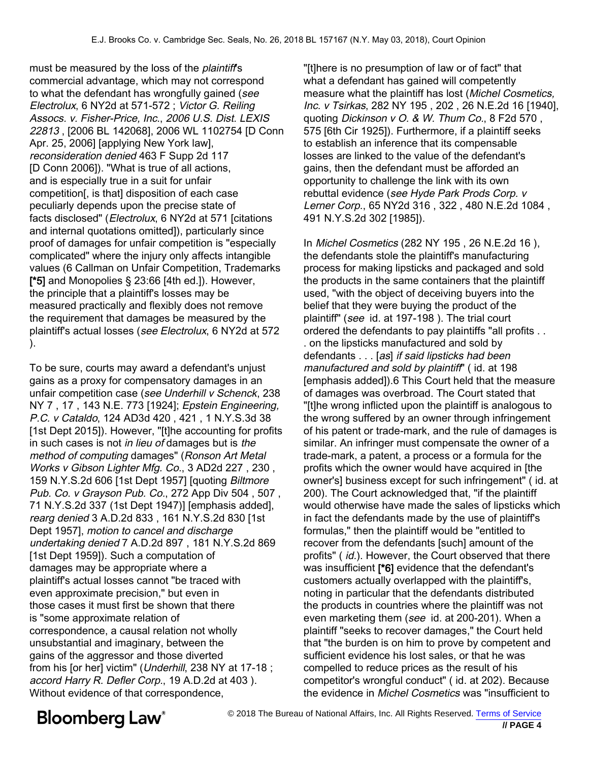must be measured by the loss of the *plaintiff*'s commercial advantage, which may not correspond to what the defendant has wrongfully gained (*see Electrolux*, 6 NY2d at 571-572 ; *Victor G. Reiling Assocs. v. Fisher-Price, Inc.*, *2006 U.S. Dist. LEXIS 22813* , [2006 BL 142068], 2006 WL 1102754 [D Conn Apr. 25, 2006] [applying New York law], *reconsideration denied* 463 F Supp 2d 117 [D Conn 2006]). "What is true of all actions, and is especially true in a suit for unfair competition[, is that] disposition of each case peculiarly depends upon the precise state of facts disclosed" (*Electrolux*, 6 NY2d at 571 [citations and internal quotations omitted]), particularly since proof of damages for unfair competition is "especially complicated" where the injury only affects intangible values (6 Callman on Unfair Competition, Trademarks [*5] and Monopolies § 23:66 [4th ed.]). However, the principle that a plaintiff's losses may be measured practically and flexibly does not remove the requirement that damages be measured by the plaintiff's actual losses (*see Electrolux*, 6 NY2d at 572 ).

To be sure, courts may award a defendant's unjust gains as a proxy for compensatory damages in an unfair competition case (*see Underhill v Schenck*, 238 NY 7 , 17 , 143 N.E. 773 [1924]; *Epstein Engineering, P.C. v Cataldo*, 124 AD3d 420 , 421 , 1 N.Y.S.3d 38 [1st Dept 2015]). However, "[t]he accounting for profits in such cases is not *in lieu of* damages but is *the method of computing* damages" (*Ronson Art Metal Works v Gibson Lighter Mfg. Co.*, 3 AD2d 227 , 230 , 159 N.Y.S.2d 606 [1st Dept 1957] [quoting *Biltmore Pub. Co. v Grayson Pub. Co.*, 272 App Div 504 , 507 , 71 N.Y.S.2d 337 (1st Dept 1947)] [emphasis added], *rearg denied* 3 A.D.2d 833 , 161 N.Y.S.2d 830 [1st Dept 1957], *motion to cancel and discharge undertaking denied* 7 A.D.2d 897 , 181 N.Y.S.2d 869 [1st Dept 1959]). Such a computation of damages may be appropriate where a plaintiff's actual losses cannot "be traced with even approximate precision," but even in those cases it must first be shown that there is "some approximate relation of correspondence, a causal relation not wholly unsubstantial and imaginary, between the gains of the aggressor and those diverted from his [or her] victim" (*Underhill*, 238 NY at 17-18 ; *accord Harry R. Defler Corp.*, 19 A.D.2d at 403 ). Without evidence of that correspondence, "[t]here is no presumption of law or of fact" that what a defendant has gained will competently measure what the plaintiff has lost (*Michel Cosmetics, Inc. v Tsirkas*, 282 NY 195 , 202 , 26 N.E.2d 16 [1940], quoting *Dickinson v O. & W. Thum Co.*, 8 F2d 570 , 575 [6th Cir 1925]). Furthermore, if a plaintiff seeks to establish an inference that its compensable losses are linked to the value of the defendant's gains, then the defendant must be afforded an opportunity to challenge the link with its own rebuttal evidence (*see Hyde Park Prods Corp. v Lerner Corp.*, 65 NY2d 316 , 322 , 480 N.E.2d 1084 , 491 N.Y.S.2d 302 [1985]).

In *Michel Cosmetics* (282 NY 195 , 26 N.E.2d 16 ), the defendants stole the plaintiff's manufacturing process for making lipsticks and packaged and sold the products in the same containers that the plaintiff used, "with the object of deceiving buyers into the belief that they were buying the product of the plaintiff" (*see* id. at 197-198 ). The trial court ordered the defendants to pay plaintiffs "all profits . . . on the lipsticks manufactured and sold by defendants . . . [*as*] *if said lipsticks had been manufactured and sold by plaintiff*" ( id. at 198 [emphasis added]).6 This Court held that the measure of damages was overbroad. The Court stated that "[t]he wrong inflicted upon the plaintiff is analogous to the wrong suffered by an owner through infringement of his patent or trade-mark, and the rule of damages is similar. An infringer must compensate the owner of a trade-mark, a patent, a process or a formula for the profits which the owner would have acquired in [the owner's] business except for such infringement" ( id. at 200). The Court acknowledged that, "if the plaintiff would otherwise have made the sales of lipsticks which in fact the defendants made by the use of plaintiff's formulas," then the plaintiff would be "entitled to recover from the defendants [such] amount of the profits" ( *id.*). However, the Court observed that there was insufficient [*6] evidence that the defendant's customers actually overlapped with the plaintiff's, noting in particular that the defendants distributed the products in countries where the plaintiff was not even marketing them (*see* id. at 200-201). When a plaintiff "seeks to recover damages," the Court held that "the burden is on him to prove by competent and sufficient evidence his lost sales, or that he was compelled to reduce prices as the result of his competitor's wrongful conduct" ( id. at 202). Because the evidence in *Michel Cosmetics* was "insufficient to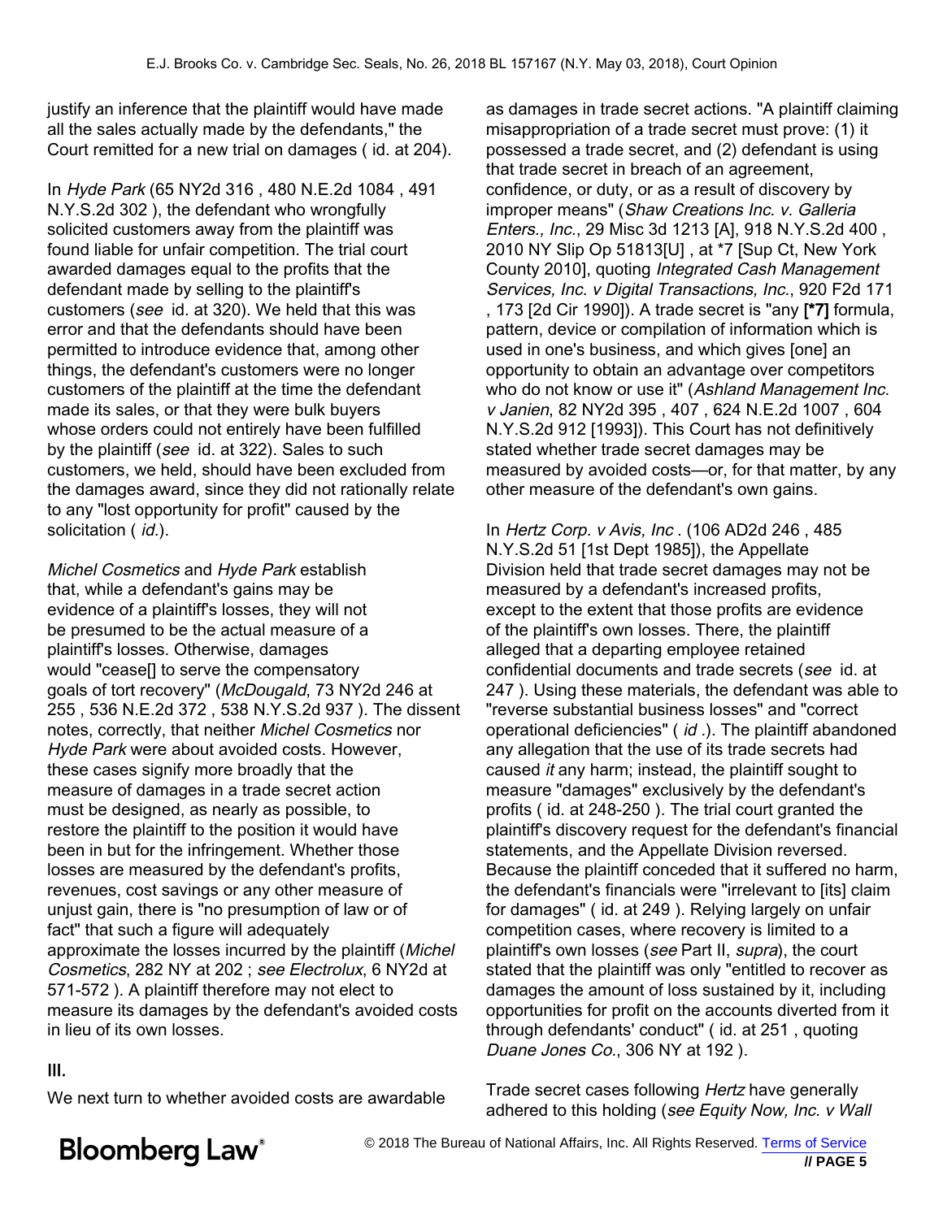justify an inference that the plaintiff would have made all the sales actually made by the defendants," the Court remitted for a new trial on damages ( id. at 204).

In *Hyde Park* (65 NY2d 316 , 480 N.E.2d 1084 , 491 N.Y.S.2d 302 ), the defendant who wrongfully solicited customers away from the plaintiff was found liable for unfair competition. The trial court awarded damages equal to the profits that the defendant made by selling to the plaintiff's customers (*see* id. at 320). We held that this was error and that the defendants should have been permitted to introduce evidence that, among other things, the defendant's customers were no longer customers of the plaintiff at the time the defendant made its sales, or that they were bulk buyers whose orders could not entirely have been fulfilled by the plaintiff (*see* id. at 322). Sales to such customers, we held, should have been excluded from the damages award, since they did not rationally relate to any "lost opportunity for profit" caused by the solicitation ( *id.*).

*Michel Cosmetics* and *Hyde Park* establish that, while a defendant's gains may be evidence of a plaintiff's losses, they will not be presumed to be the actual measure of a plaintiff's losses. Otherwise, damages would "cease[] to serve the compensatory goals of tort recovery" (*McDougald*, 73 NY2d 246 at 255 , 536 N.E.2d 372 , 538 N.Y.S.2d 937 ). The dissent notes, correctly, that neither *Michel Cosmetics* nor *Hyde Park* were about avoided costs. However, these cases signify more broadly that the measure of damages in a trade secret action must be designed, as nearly as possible, to restore the plaintiff to the position it would have been in but for the infringement. Whether those losses are measured by the defendant's profits, revenues, cost savings or any other measure of unjust gain, there is "no presumption of law or of fact" that such a figure will adequately approximate the losses incurred by the plaintiff (*Michel Cosmetics*, 282 NY at 202 ; *see Electrolux*, 6 NY2d at 571-572 ). A plaintiff therefore may not elect to measure its damages by the defendant's avoided costs in lieu of its own losses.

## III.

We next turn to whether avoided costs are awardable as damages in trade secret actions. "A plaintiff claiming misappropriation of a trade secret must prove: (1) it possessed a trade secret, and (2) defendant is using that trade secret in breach of an agreement, confidence, or duty, or as a result of discovery by improper means" (*Shaw Creations Inc. v. Galleria Enters., Inc.*, 29 Misc 3d 1213 [A], 918 N.Y.S.2d 400 , 2010 NY Slip Op 51813[U] , at *7 [Sup Ct, New York County 2010], quoting *Integrated Cash Management Services, Inc. v Digital Transactions, Inc.*, 920 F2d 171 , 173 [2d Cir 1990]). A trade secret is "any **[*7]** formula, pattern, device or compilation of information which is used in one's business, and which gives [one] an opportunity to obtain an advantage over competitors who do not know or use it" (*Ashland Management Inc. v Janien*, 82 NY2d 395 , 407 , 624 N.E.2d 1007 , 604 N.Y.S.2d 912 [1993]). This Court has not definitively stated whether trade secret damages may be measured by avoided costs—or, for that matter, by any other measure of the defendant's own gains.

In *Hertz Corp. v Avis, Inc* . (106 AD2d 246 , 485 N.Y.S.2d 51 [1st Dept 1985]), the Appellate Division held that trade secret damages may not be measured by a defendant's increased profits, except to the extent that those profits are evidence of the plaintiff's own losses. There, the plaintiff alleged that a departing employee retained confidential documents and trade secrets (*see* id. at 247 ). Using these materials, the defendant was able to "reverse substantial business losses" and "correct operational deficiencies" ( *id* .). The plaintiff abandoned any allegation that the use of its trade secrets had caused *it* any harm; instead, the plaintiff sought to measure "damages" exclusively by the defendant's profits ( id. at 248-250 ). The trial court granted the plaintiff's discovery request for the defendant's financial statements, and the Appellate Division reversed. Because the plaintiff conceded that it suffered no harm, the defendant's financials were "irrelevant to [its] claim for damages" ( id. at 249 ). Relying largely on unfair competition cases, where recovery is limited to a plaintiff's own losses (*see* Part II, *supra*), the court stated that the plaintiff was only "entitled to recover as damages the amount of loss sustained by it, including opportunities for profit on the accounts diverted from it through defendants' conduct" ( id. at 251 , quoting *Duane Jones Co.*, 306 NY at 192 ).

Trade secret cases following *Hertz* have generally adhered to this holding (*see Equity Now, Inc. v Wall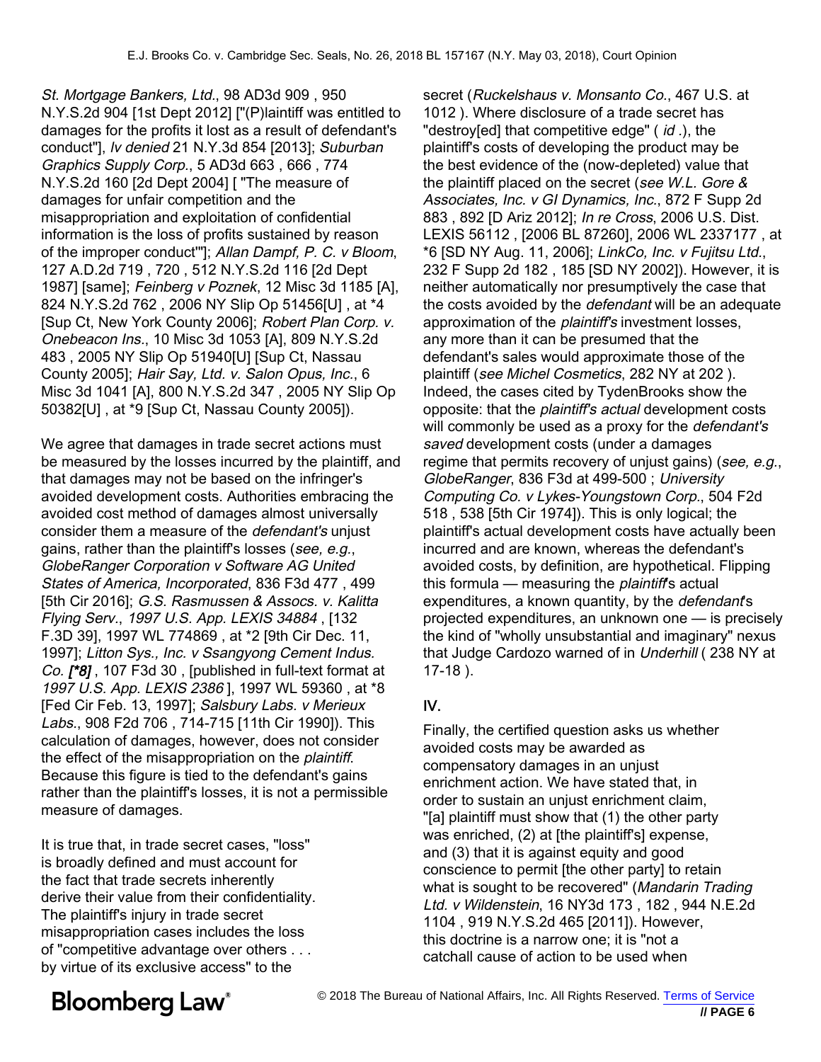*St. Mortgage Bankers, Ltd.*, 98 AD3d 909 , 950 N.Y.S.2d 904 [1st Dept 2012] ["(P)laintiff was entitled to damages for the profits it lost as a result of defendant's conduct"], *lv denied* 21 N.Y.3d 854 [2013]; *Suburban Graphics Supply Corp.*, 5 AD3d 663 , 666 , 774 N.Y.S.2d 160 [2d Dept 2004] [ "The measure of damages for unfair competition and the misappropriation and exploitation of confidential information is the loss of profits sustained by reason of the improper conduct'"]; *Allan Dampf, P. C. v Bloom*, 127 A.D.2d 719 , 720 , 512 N.Y.S.2d 116 [2d Dept 1987] [same]; *Feinberg v Poznek*, 12 Misc 3d 1185 [A], 824 N.Y.S.2d 762 , 2006 NY Slip Op 51456[U] , at *4 [Sup Ct, New York County 2006]; *Robert Plan Corp. v. Onebeacon Ins.*, 10 Misc 3d 1053 [A], 809 N.Y.S.2d 483 , 2005 NY Slip Op 51940[U] [Sup Ct, Nassau County 2005]; *Hair Say, Ltd. v. Salon Opus, Inc.*, 6 Misc 3d 1041 [A], 800 N.Y.S.2d 347 , 2005 NY Slip Op 50382[U] , at *9 [Sup Ct, Nassau County 2005]).

We agree that damages in trade secret actions must be measured by the losses incurred by the plaintiff, and that damages may not be based on the infringer's avoided development costs. Authorities embracing the avoided cost method of damages almost universally consider them a measure of the *defendant's* unjust gains, rather than the plaintiff's losses (*see, e.g.*, *GlobeRanger Corporation v Software AG United States of America, Incorporated*, 836 F3d 477 , 499 [5th Cir 2016]; *G.S. Rasmussen & Assocs. v. Kalitta Flying Serv.*, *1997 U.S. App. LEXIS 34884* , [132 F.3D 39], 1997 WL 774869 , at *2 [9th Cir Dec. 11, 1997]; *Litton Sys., Inc. v Ssangyong Cement Indus. Co.* ***[*8]*** , 107 F3d 30 , [published in full-text format at *1997 U.S. App. LEXIS 2386* ], 1997 WL 59360 , at *8 [Fed Cir Feb. 13, 1997]; *Salsbury Labs. v Merieux Labs.*, 908 F2d 706 , 714-715 [11th Cir 1990]). This calculation of damages, however, does not consider the effect of the misappropriation on the *plaintiff*. Because this figure is tied to the defendant's gains rather than the plaintiff's losses, it is not a permissible measure of damages.

It is true that, in trade secret cases, "loss" is broadly defined and must account for the fact that trade secrets inherently derive their value from their confidentiality. The plaintiff's injury in trade secret misappropriation cases includes the loss of "competitive advantage over others . . . by virtue of its exclusive access" to the secret (*Ruckelshaus v. Monsanto Co.*, 467 U.S. at 1012 ). Where disclosure of a trade secret has "destroy[ed] that competitive edge" ( *id* .), the plaintiff's costs of developing the product may be the best evidence of the (now-depleted) value that the plaintiff placed on the secret (*see W.L. Gore & Associates, Inc. v GI Dynamics, Inc.*, 872 F Supp 2d 883 , 892 [D Ariz 2012]; *In re Cross*, 2006 U.S. Dist. LEXIS 56112 , [2006 BL 87260], 2006 WL 2337177 , at *6 [SD NY Aug. 11, 2006]; *LinkCo, Inc. v Fujitsu Ltd.*, 232 F Supp 2d 182 , 185 [SD NY 2002]). However, it is neither automatically nor presumptively the case that the costs avoided by the *defendant* will be an adequate approximation of the *plaintiff's* investment losses, any more than it can be presumed that the defendant's sales would approximate those of the plaintiff (*see Michel Cosmetics*, 282 NY at 202 ). Indeed, the cases cited by TydenBrooks show the opposite: that the *plaintiff's actual* development costs will commonly be used as a proxy for the *defendant's saved* development costs (under a damages regime that permits recovery of unjust gains) (*see, e.g.*, *GlobeRanger*, 836 F3d at 499-500 ; *University Computing Co. v Lykes-Youngstown Corp.*, 504 F2d 518 , 538 [5th Cir 1974]). This is only logical; the plaintiff's actual development costs have actually been incurred and are known, whereas the defendant's avoided costs, by definition, are hypothetical. Flipping this formula — measuring the *plaintiff*'s actual expenditures, a known quantity, by the *defendant*'s projected expenditures, an unknown one — is precisely the kind of "wholly unsubstantial and imaginary" nexus that Judge Cardozo warned of in *Underhill* ( 238 NY at 17-18 ).

## IV.

Finally, the certified question asks us whether avoided costs may be awarded as compensatory damages in an unjust enrichment action. We have stated that, in order to sustain an unjust enrichment claim, "[a] plaintiff must show that (1) the other party was enriched, (2) at [the plaintiff's] expense, and (3) that it is against equity and good conscience to permit [the other party] to retain what is sought to be recovered" (*Mandarin Trading Ltd. v Wildenstein*, 16 NY3d 173 , 182 , 944 N.E.2d 1104 , 919 N.Y.S.2d 465 [2011]). However, this doctrine is a narrow one; it is "not a catchall cause of action to be used when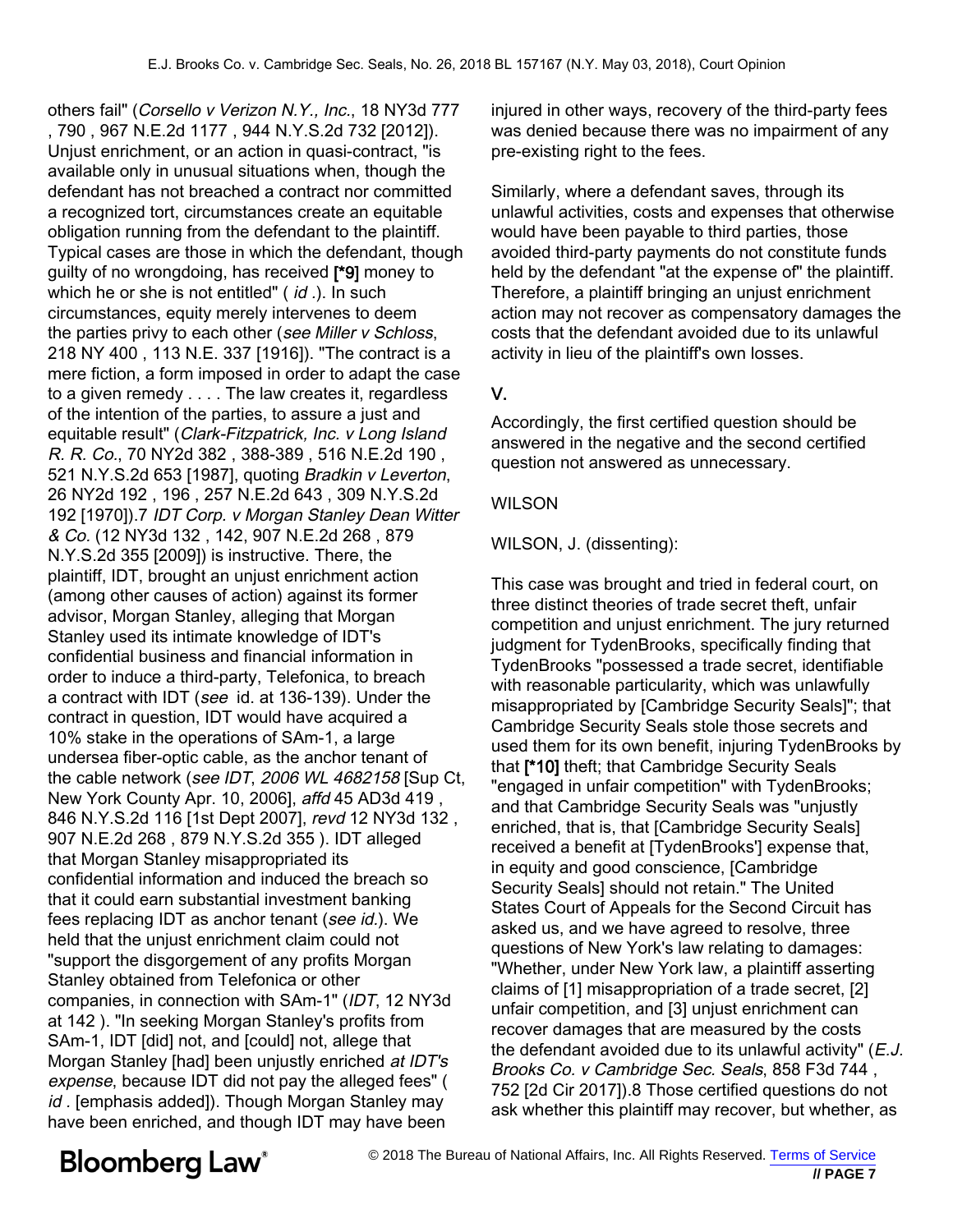others fail" (*Corsello v Verizon N.Y., Inc.*, 18 NY3d 777 , 790 , 967 N.E.2d 1177 , 944 N.Y.S.2d 732 [2012]). Unjust enrichment, or an action in quasi-contract, "is available only in unusual situations when, though the defendant has not breached a contract nor committed a recognized tort, circumstances create an equitable obligation running from the defendant to the plaintiff. Typical cases are those in which the defendant, though guilty of no wrongdoing, has received **[*9]** money to which he or she is not entitled" ( *id* .). In such circumstances, equity merely intervenes to deem the parties privy to each other (*see Miller v Schloss*, 218 NY 400 , 113 N.E. 337 [1916]). "The contract is a mere fiction, a form imposed in order to adapt the case to a given remedy . . . . The law creates it, regardless of the intention of the parties, to assure a just and equitable result" (*Clark-Fitzpatrick, Inc. v Long Island R. R. Co.*, 70 NY2d 382 , 388-389 , 516 N.E.2d 190 , 521 N.Y.S.2d 653 [1987], quoting *Bradkin v Leverton*, 26 NY2d 192 , 196 , 257 N.E.2d 643 , 309 N.Y.S.2d 192 [1970]).7 *IDT Corp. v Morgan Stanley Dean Witter & Co.* (12 NY3d 132 , 142, 907 N.E.2d 268 , 879 N.Y.S.2d 355 [2009]) is instructive. There, the plaintiff, IDT, brought an unjust enrichment action (among other causes of action) against its former advisor, Morgan Stanley, alleging that Morgan Stanley used its intimate knowledge of IDT's confidential business and financial information in order to induce a third-party, Telefonica, to breach a contract with IDT (*see* id. at 136-139). Under the contract in question, IDT would have acquired a 10% stake in the operations of SAm-1, a large undersea fiber-optic cable, as the anchor tenant of the cable network (*see IDT*, *2006 WL 4682158* [Sup Ct, New York County Apr. 10, 2006], *affd* 45 AD3d 419 , 846 N.Y.S.2d 116 [1st Dept 2007], *revd* 12 NY3d 132 , 907 N.E.2d 268 , 879 N.Y.S.2d 355 ). IDT alleged that Morgan Stanley misappropriated its confidential information and induced the breach so that it could earn substantial investment banking fees replacing IDT as anchor tenant (*see id.*). We held that the unjust enrichment claim could not "support the disgorgement of any profits Morgan Stanley obtained from Telefonica or other companies, in connection with SAm-1" (*IDT*, 12 NY3d at 142 ). "In seeking Morgan Stanley's profits from SAm-1, IDT [did] not, and [could] not, allege that Morgan Stanley [had] been unjustly enriched *at IDT's expense*, because IDT did not pay the alleged fees" ( *id* . [emphasis added]). Though Morgan Stanley may have been enriched, and though IDT may have been injured in other ways, recovery of the third-party fees was denied because there was no impairment of any pre-existing right to the fees.

Similarly, where a defendant saves, through its unlawful activities, costs and expenses that otherwise would have been payable to third parties, those avoided third-party payments do not constitute funds held by the defendant "at the expense of" the plaintiff. Therefore, a plaintiff bringing an unjust enrichment action may not recover as compensatory damages the costs that the defendant avoided due to its unlawful activity in lieu of the plaintiff's own losses.

## V.

Accordingly, the first certified question should be answered in the negative and the second certified question not answered as unnecessary.

WILSON

WILSON, J. (dissenting):

This case was brought and tried in federal court, on three distinct theories of trade secret theft, unfair competition and unjust enrichment. The jury returned judgment for TydenBrooks, specifically finding that TydenBrooks "possessed a trade secret, identifiable with reasonable particularity, which was unlawfully misappropriated by [Cambridge Security Seals]"; that Cambridge Security Seals stole those secrets and used them for its own benefit, injuring TydenBrooks by that **[*10]** theft; that Cambridge Security Seals "engaged in unfair competition" with TydenBrooks; and that Cambridge Security Seals was "unjustly enriched, that is, that [Cambridge Security Seals] received a benefit at [TydenBrooks'] expense that, in equity and good conscience, [Cambridge Security Seals] should not retain." The United States Court of Appeals for the Second Circuit has asked us, and we have agreed to resolve, three questions of New York's law relating to damages: "Whether, under New York law, a plaintiff asserting claims of [1] misappropriation of a trade secret, [2] unfair competition, and [3] unjust enrichment can recover damages that are measured by the costs the defendant avoided due to its unlawful activity" (*E.J. Brooks Co. v Cambridge Sec. Seals*, 858 F3d 744 , 752 [2d Cir 2017]).8 Those certified questions do not ask whether this plaintiff may recover, but whether, as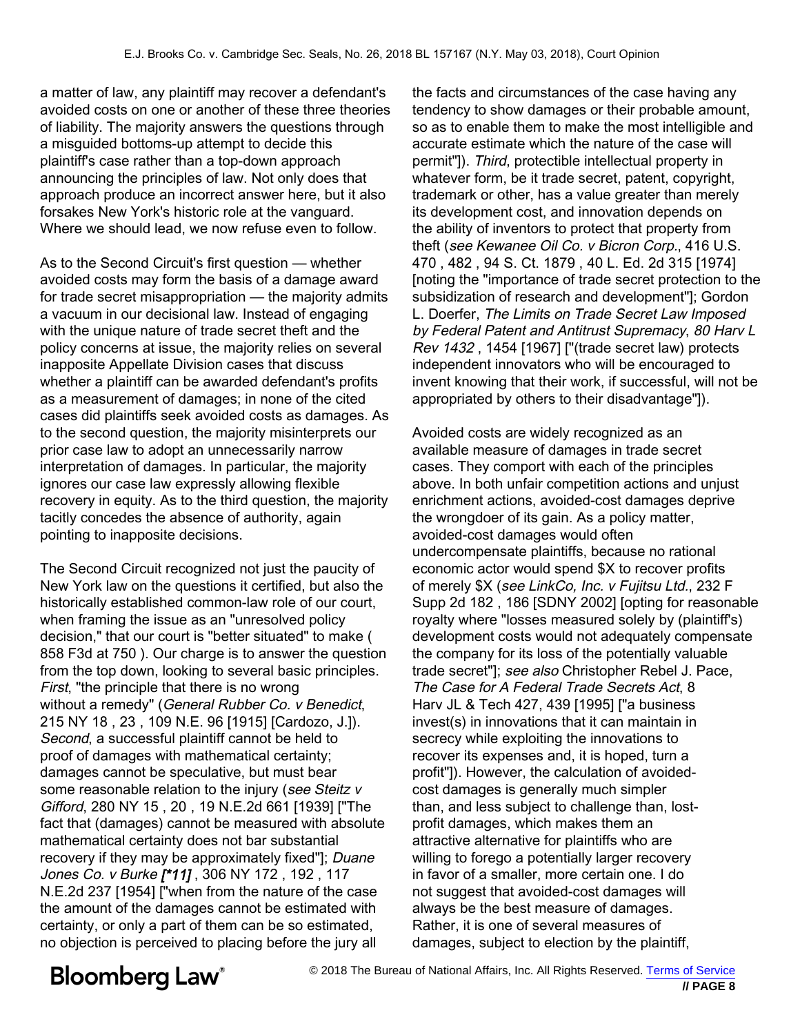a matter of law, any plaintiff may recover a defendant's avoided costs on one or another of these three theories of liability. The majority answers the questions through a misguided bottoms-up attempt to decide this plaintiff's case rather than a top-down approach announcing the principles of law. Not only does that approach produce an incorrect answer here, but it also forsakes New York's historic role at the vanguard. Where we should lead, we now refuse even to follow.

As to the Second Circuit's first question — whether avoided costs may form the basis of a damage award for trade secret misappropriation — the majority admits a vacuum in our decisional law. Instead of engaging with the unique nature of trade secret theft and the policy concerns at issue, the majority relies on several inapposite Appellate Division cases that discuss whether a plaintiff can be awarded defendant's profits as a measurement of damages; in none of the cited cases did plaintiffs seek avoided costs as damages. As to the second question, the majority misinterprets our prior case law to adopt an unnecessarily narrow interpretation of damages. In particular, the majority ignores our case law expressly allowing flexible recovery in equity. As to the third question, the majority tacitly concedes the absence of authority, again pointing to inapposite decisions.

The Second Circuit recognized not just the paucity of New York law on the questions it certified, but also the historically established common-law role of our court, when framing the issue as an "unresolved policy decision," that our court is "better situated" to make ( 858 F3d at 750 ). Our charge is to answer the question from the top down, looking to several basic principles. *First*, "the principle that there is no wrong without a remedy" (*General Rubber Co. v Benedict*, 215 NY 18 , 23 , 109 N.E. 96 [1915] [Cardozo, J.]). *Second*, a successful plaintiff cannot be held to proof of damages with mathematical certainty; damages cannot be speculative, but must bear some reasonable relation to the injury (*see Steitz v Gifford*, 280 NY 15 , 20 , 19 N.E.2d 661 [1939] ["The fact that (damages) cannot be measured with absolute mathematical certainty does not bar substantial recovery if they may be approximately fixed"]; *Duane Jones Co. v Burke* ***[\*11]*** , 306 NY 172 , 192 , 117 N.E.2d 237 [1954] ["when from the nature of the case the amount of the damages cannot be estimated with certainty, or only a part of them can be so estimated, no objection is perceived to placing before the jury all the facts and circumstances of the case having any tendency to show damages or their probable amount, so as to enable them to make the most intelligible and accurate estimate which the nature of the case will permit"]). *Third*, protectible intellectual property in whatever form, be it trade secret, patent, copyright, trademark or other, has a value greater than merely its development cost, and innovation depends on the ability of inventors to protect that property from theft (*see Kewanee Oil Co. v Bicron Corp.*, 416 U.S. 470 , 482 , 94 S. Ct. 1879 , 40 L. Ed. 2d 315 [1974] [noting the "importance of trade secret protection to the subsidization of research and development"]; Gordon L. Doerfer, *The Limits on Trade Secret Law Imposed by Federal Patent and Antitrust Supremacy*, *80 Harv L Rev 1432* , 1454 [1967] ["(trade secret law) protects independent innovators who will be encouraged to invent knowing that their work, if successful, will not be appropriated by others to their disadvantage"]).

Avoided costs are widely recognized as an available measure of damages in trade secret cases. They comport with each of the principles above. In both unfair competition actions and unjust enrichment actions, avoided-cost damages deprive the wrongdoer of its gain. As a policy matter, avoided-cost damages would often undercompensate plaintiffs, because no rational economic actor would spend $X to recover profits of merely $X (*see LinkCo, Inc. v Fujitsu Ltd.*, 232 F Supp 2d 182 , 186 [SDNY 2002] [opting for reasonable royalty where "losses measured solely by (plaintiff's) development costs would not adequately compensate the company for its loss of the potentially valuable trade secret"]; *see also* Christopher Rebel J. Pace, *The Case for A Federal Trade Secrets Act*, 8 Harv JL & Tech 427, 439 [1995] ["a business invest(s) in innovations that it can maintain in secrecy while exploiting the innovations to recover its expenses and, it is hoped, turn a profit"]). However, the calculation of avoided-cost damages is generally much simpler than, and less subject to challenge than, lost-profit damages, which makes them an attractive alternative for plaintiffs who are willing to forego a potentially larger recovery in favor of a smaller, more certain one. I do not suggest that avoided-cost damages will always be the best measure of damages. Rather, it is one of several measures of damages, subject to election by the plaintiff,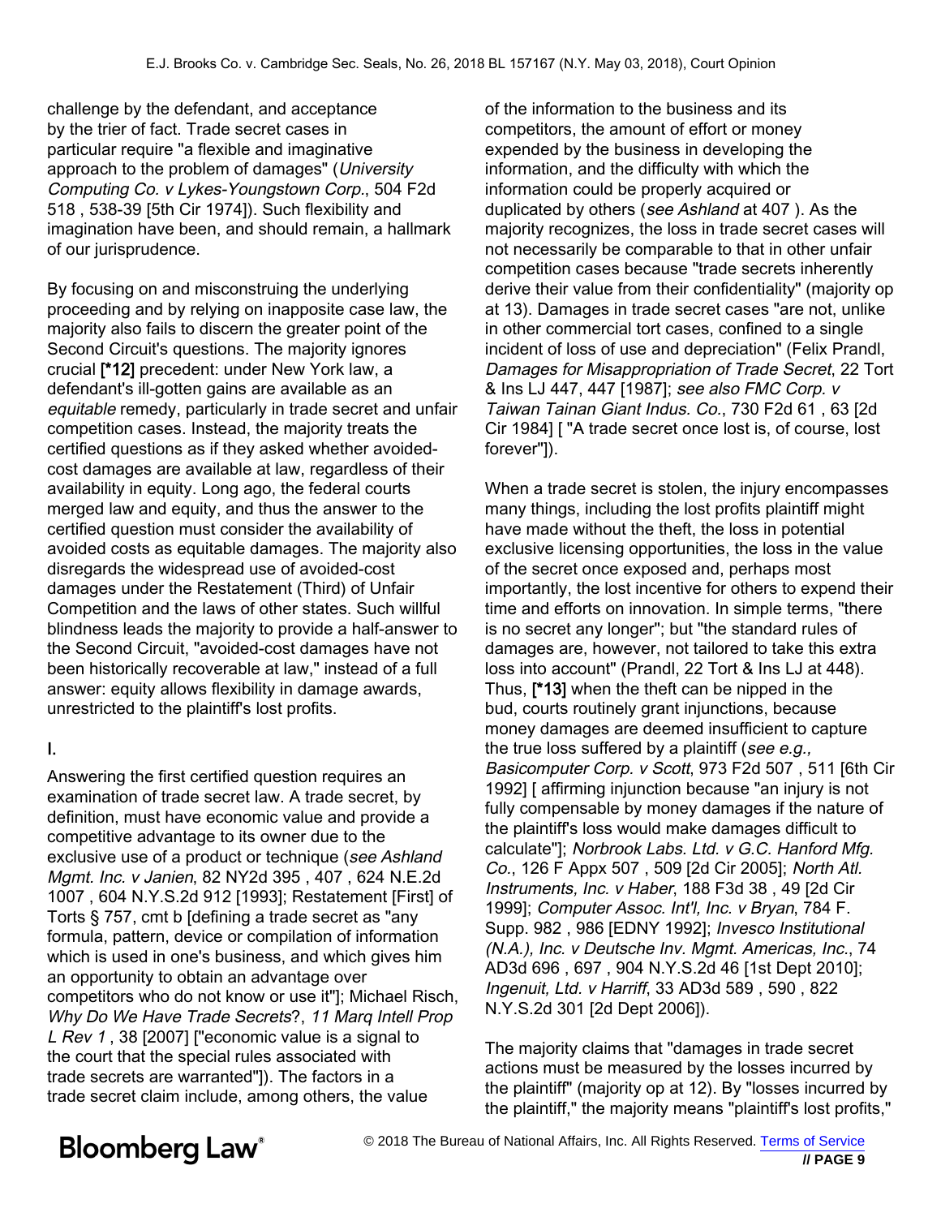challenge by the defendant, and acceptance by the trier of fact. Trade secret cases in particular require "a flexible and imaginative approach to the problem of damages" (*University Computing Co. v Lykes-Youngstown Corp.*, 504 F2d 518 , 538-39 [5th Cir 1974]). Such flexibility and imagination have been, and should remain, a hallmark of our jurisprudence.

By focusing on and misconstruing the underlying proceeding and by relying on inapposite case law, the majority also fails to discern the greater point of the Second Circuit's questions. The majority ignores crucial **[*12]** precedent: under New York law, a defendant's ill-gotten gains are available as an *equitable* remedy, particularly in trade secret and unfair competition cases. Instead, the majority treats the certified questions as if they asked whether avoided-cost damages are available at law, regardless of their availability in equity. Long ago, the federal courts merged law and equity, and thus the answer to the certified question must consider the availability of avoided costs as equitable damages. The majority also disregards the widespread use of avoided-cost damages under the Restatement (Third) of Unfair Competition and the laws of other states. Such willful blindness leads the majority to provide a half-answer to the Second Circuit, "avoided-cost damages have not been historically recoverable at law," instead of a full answer: equity allows flexibility in damage awards, unrestricted to the plaintiff's lost profits.

I.

Answering the first certified question requires an examination of trade secret law. A trade secret, by definition, must have economic value and provide a competitive advantage to its owner due to the exclusive use of a product or technique (*see Ashland Mgmt. Inc. v Janien*, 82 NY2d 395 , 407 , 624 N.E.2d 1007 , 604 N.Y.S.2d 912 [1993]; Restatement [First] of Torts § 757, cmt b [defining a trade secret as "any formula, pattern, device or compilation of information which is used in one's business, and which gives him an opportunity to obtain an advantage over competitors who do not know or use it"]; Michael Risch, *Why Do We Have Trade Secrets*?, *11 Marq Intell Prop L Rev 1* , 38 [2007] ["economic value is a signal to the court that the special rules associated with trade secrets are warranted"]). The factors in a trade secret claim include, among others, the value of the information to the business and its competitors, the amount of effort or money expended by the business in developing the information, and the difficulty with which the information could be properly acquired or duplicated by others (*see Ashland* at 407 ). As the majority recognizes, the loss in trade secret cases will not necessarily be comparable to that in other unfair competition cases because "trade secrets inherently derive their value from their confidentiality" (majority op at 13). Damages in trade secret cases "are not, unlike in other commercial tort cases, confined to a single incident of loss of use and depreciation" (Felix Prandl, *Damages for Misappropriation of Trade Secret*, 22 Tort & Ins LJ 447, 447 [1987]; *see also FMC Corp. v Taiwan Tainan Giant Indus. Co.*, 730 F2d 61 , 63 [2d Cir 1984] [ "A trade secret once lost is, of course, lost forever"]).

When a trade secret is stolen, the injury encompasses many things, including the lost profits plaintiff might have made without the theft, the loss in potential exclusive licensing opportunities, the loss in the value of the secret once exposed and, perhaps most importantly, the lost incentive for others to expend their time and efforts on innovation. In simple terms, "there is no secret any longer"; but "the standard rules of damages are, however, not tailored to take this extra loss into account" (Prandl, 22 Tort & Ins LJ at 448). Thus, **[*13]** when the theft can be nipped in the bud, courts routinely grant injunctions, because money damages are deemed insufficient to capture the true loss suffered by a plaintiff (*see e.g., Basicomputer Corp. v Scott*, 973 F2d 507 , 511 [6th Cir 1992] [ affirming injunction because "an injury is not fully compensable by money damages if the nature of the plaintiff's loss would make damages difficult to calculate"]; *Norbrook Labs. Ltd. v G.C. Hanford Mfg. Co.*, 126 F Appx 507 , 509 [2d Cir 2005]; *North Atl. Instruments, Inc. v Haber*, 188 F3d 38 , 49 [2d Cir 1999]; *Computer Assoc. Int'l, Inc. v Bryan*, 784 F. Supp. 982 , 986 [EDNY 1992]; *Invesco Institutional (N.A.), Inc. v Deutsche Inv. Mgmt. Americas, Inc.*, 74 AD3d 696 , 697 , 904 N.Y.S.2d 46 [1st Dept 2010]; *Ingenuit, Ltd. v Harriff*, 33 AD3d 589 , 590 , 822 N.Y.S.2d 301 [2d Dept 2006]).

The majority claims that "damages in trade secret actions must be measured by the losses incurred by the plaintiff" (majority op at 12). By "losses incurred by the plaintiff," the majority means "plaintiff's lost profits,"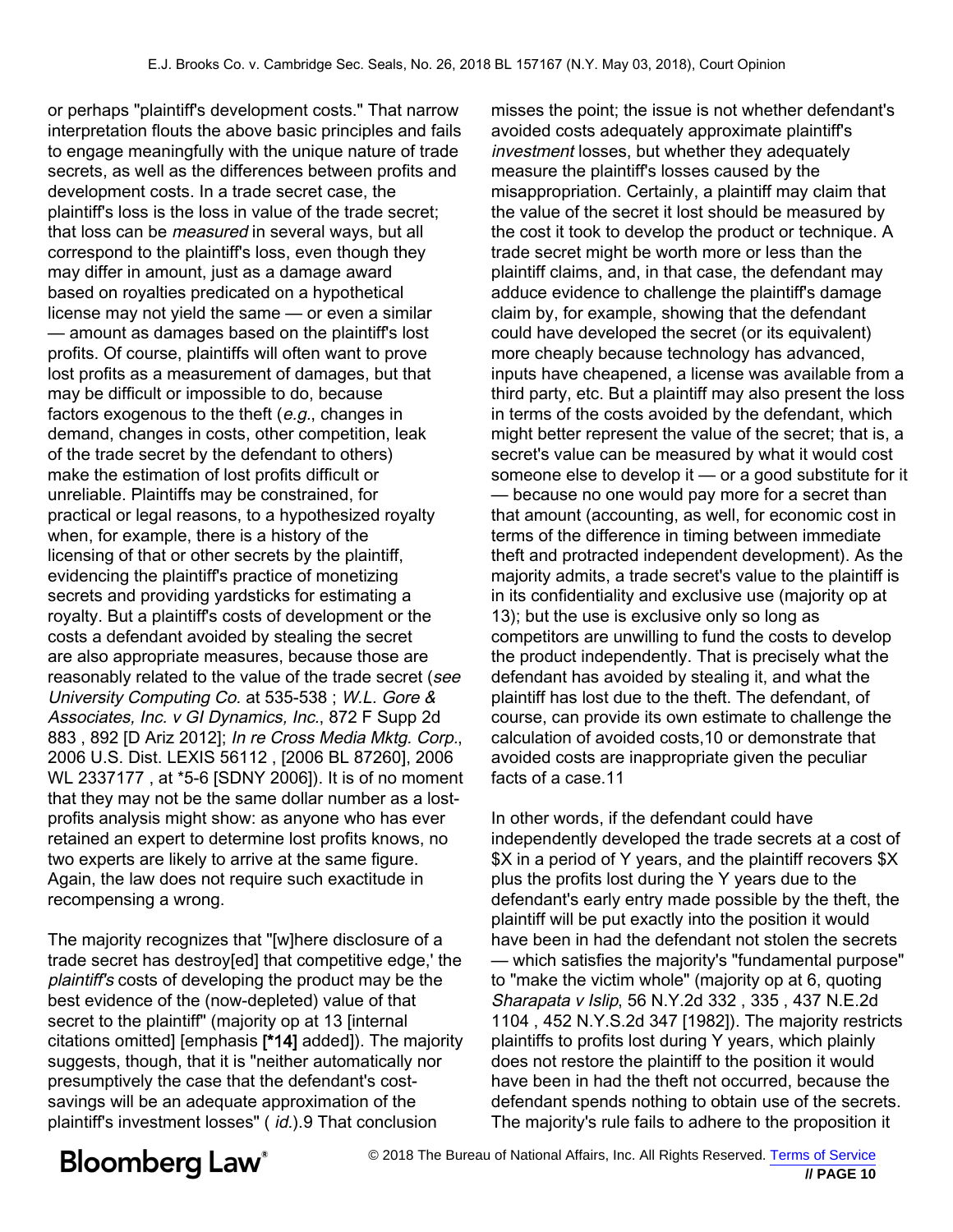or perhaps "plaintiff's development costs." That narrow interpretation flouts the above basic principles and fails to engage meaningfully with the unique nature of trade secrets, as well as the differences between profits and development costs. In a trade secret case, the plaintiff's loss is the loss in value of the trade secret; that loss can be *measured* in several ways, but all correspond to the plaintiff's loss, even though they may differ in amount, just as a damage award based on royalties predicated on a hypothetical license may not yield the same — or even a similar — amount as damages based on the plaintiff's lost profits. Of course, plaintiffs will often want to prove lost profits as a measurement of damages, but that may be difficult or impossible to do, because factors exogenous to the theft (*e.g.*, changes in demand, changes in costs, other competition, leak of the trade secret by the defendant to others) make the estimation of lost profits difficult or unreliable. Plaintiffs may be constrained, for practical or legal reasons, to a hypothesized royalty when, for example, there is a history of the licensing of that or other secrets by the plaintiff, evidencing the plaintiff's practice of monetizing secrets and providing yardsticks for estimating a royalty. But a plaintiff's costs of development or the costs a defendant avoided by stealing the secret are also appropriate measures, because those are reasonably related to the value of the trade secret (*see University Computing Co.* at 535-538 ; *W.L. Gore & Associates, Inc. v GI Dynamics, Inc.*, 872 F Supp 2d 883 , 892 [D Ariz 2012]; *In re Cross Media Mktg. Corp.*, 2006 U.S. Dist. LEXIS 56112 , [2006 BL 87260], 2006 WL 2337177 , at *5-6 [SDNY 2006]). It is of no moment that they may not be the same dollar number as a lost-profits analysis might show: as anyone who has ever retained an expert to determine lost profits knows, no two experts are likely to arrive at the same figure. Again, the law does not require such exactitude in recompensing a wrong.

The majority recognizes that "[w]here disclosure of a trade secret has destroy[ed] that competitive edge,' the *plaintiff's* costs of developing the product may be the best evidence of the (now-depleted) value of that secret to the plaintiff" (majority op at 13 [internal citations omitted] [emphasis [*14] added]). The majority suggests, though, that it is "neither automatically nor presumptively the case that the defendant's cost-savings will be an adequate approximation of the plaintiff's investment losses" ( *id.*).9 That conclusion misses the point; the issue is not whether defendant's avoided costs adequately approximate plaintiff's *investment* losses, but whether they adequately measure the plaintiff's losses caused by the misappropriation. Certainly, a plaintiff may claim that the value of the secret it lost should be measured by the cost it took to develop the product or technique. A trade secret might be worth more or less than the plaintiff claims, and, in that case, the defendant may adduce evidence to challenge the plaintiff's damage claim by, for example, showing that the defendant could have developed the secret (or its equivalent) more cheaply because technology has advanced, inputs have cheapened, a license was available from a third party, etc. But a plaintiff may also present the loss in terms of the costs avoided by the defendant, which might better represent the value of the secret; that is, a secret's value can be measured by what it would cost someone else to develop it — or a good substitute for it — because no one would pay more for a secret than that amount (accounting, as well, for economic cost in terms of the difference in timing between immediate theft and protracted independent development). As the majority admits, a trade secret's value to the plaintiff is in its confidentiality and exclusive use (majority op at 13); but the use is exclusive only so long as competitors are unwilling to fund the costs to develop the product independently. That is precisely what the defendant has avoided by stealing it, and what the plaintiff has lost due to the theft. The defendant, of course, can provide its own estimate to challenge the calculation of avoided costs,10 or demonstrate that avoided costs are inappropriate given the peculiar facts of a case.11

In other words, if the defendant could have independently developed the trade secrets at a cost of $X in a period of Y years, and the plaintiff recovers $X plus the profits lost during the Y years due to the defendant's early entry made possible by the theft, the plaintiff will be put exactly into the position it would have been in had the defendant not stolen the secrets — which satisfies the majority's "fundamental purpose" to "make the victim whole" (majority op at 6, quoting *Sharapata v Islip*, 56 N.Y.2d 332 , 335 , 437 N.E.2d 1104 , 452 N.Y.S.2d 347 [1982]). The majority restricts plaintiffs to profits lost during Y years, which plainly does not restore the plaintiff to the position it would have been in had the theft not occurred, because the defendant spends nothing to obtain use of the secrets. The majority's rule fails to adhere to the proposition it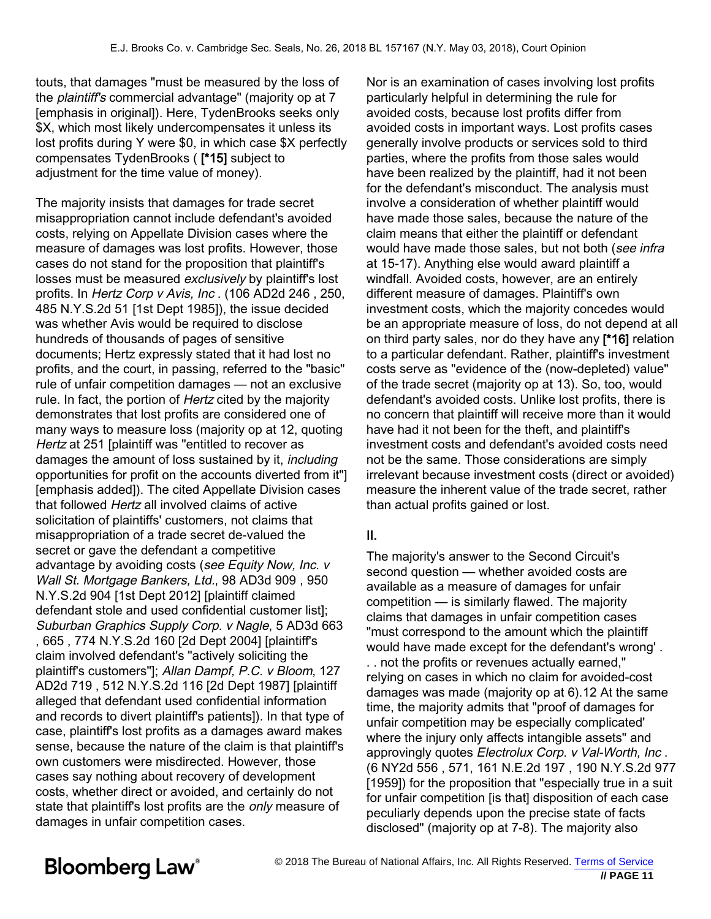touts, that damages "must be measured by the loss of the *plaintiff's* commercial advantage" (majority op at 7 [emphasis in original]). Here, TydenBrooks seeks only $X, which most likely undercompensates it unless its lost profits during Y were $0, in which case $X perfectly compensates TydenBrooks ( **[*15]** subject to adjustment for the time value of money).

The majority insists that damages for trade secret misappropriation cannot include defendant's avoided costs, relying on Appellate Division cases where the measure of damages was lost profits. However, those cases do not stand for the proposition that plaintiff's losses must be measured *exclusively* by plaintiff's lost profits. In *Hertz Corp v Avis, Inc* . (106 AD2d 246 , 250, 485 N.Y.S.2d 51 [1st Dept 1985]), the issue decided was whether Avis would be required to disclose hundreds of thousands of pages of sensitive documents; Hertz expressly stated that it had lost no profits, and the court, in passing, referred to the "basic" rule of unfair competition damages — not an exclusive rule. In fact, the portion of *Hertz* cited by the majority demonstrates that lost profits are considered one of many ways to measure loss (majority op at 12, quoting *Hertz* at 251 [plaintiff was "entitled to recover as damages the amount of loss sustained by it, *including* opportunities for profit on the accounts diverted from it"] [emphasis added]). The cited Appellate Division cases that followed *Hertz* all involved claims of active solicitation of plaintiffs' customers, not claims that misappropriation of a trade secret de-valued the secret or gave the defendant a competitive advantage by avoiding costs (*see Equity Now, Inc. v Wall St. Mortgage Bankers, Ltd.*, 98 AD3d 909 , 950 N.Y.S.2d 904 [1st Dept 2012] [plaintiff claimed defendant stole and used confidential customer list]; *Suburban Graphics Supply Corp. v Nagle*, 5 AD3d 663 , 665 , 774 N.Y.S.2d 160 [2d Dept 2004] [plaintiff's claim involved defendant's "actively soliciting the plaintiff's customers"]; *Allan Dampf, P.C. v Bloom*, 127 AD2d 719 , 512 N.Y.S.2d 116 [2d Dept 1987] [plaintiff alleged that defendant used confidential information and records to divert plaintiff's patients]). In that type of case, plaintiff's lost profits as a damages award makes sense, because the nature of the claim is that plaintiff's own customers were misdirected. However, those cases say nothing about recovery of development costs, whether direct or avoided, and certainly do not state that plaintiff's lost profits are the *only* measure of damages in unfair competition cases.

Nor is an examination of cases involving lost profits particularly helpful in determining the rule for avoided costs, because lost profits differ from avoided costs in important ways. Lost profits cases generally involve products or services sold to third parties, where the profits from those sales would have been realized by the plaintiff, had it not been for the defendant's misconduct. The analysis must involve a consideration of whether plaintiff would have made those sales, because the nature of the claim means that either the plaintiff or defendant would have made those sales, but not both (*see infra* at 15-17). Anything else would award plaintiff a windfall. Avoided costs, however, are an entirely different measure of damages. Plaintiff's own investment costs, which the majority concedes would be an appropriate measure of loss, do not depend at all on third party sales, nor do they have any **[*16]** relation to a particular defendant. Rather, plaintiff's investment costs serve as "evidence of the (now-depleted) value" of the trade secret (majority op at 13). So, too, would defendant's avoided costs. Unlike lost profits, there is no concern that plaintiff will receive more than it would have had it not been for the theft, and plaintiff's investment costs and defendant's avoided costs need not be the same. Those considerations are simply irrelevant because investment costs (direct or avoided) measure the inherent value of the trade secret, rather than actual profits gained or lost.

## II.

The majority's answer to the Second Circuit's second question — whether avoided costs are available as a measure of damages for unfair competition — is similarly flawed. The majority claims that damages in unfair competition cases "must correspond to the amount which the plaintiff would have made except for the defendant's wrong' . . . not the profits or revenues actually earned," relying on cases in which no claim for avoided-cost damages was made (majority op at 6).12 At the same time, the majority admits that "proof of damages for unfair competition may be especially complicated' where the injury only affects intangible assets" and approvingly quotes *Electrolux Corp. v Val-Worth, Inc* . (6 NY2d 556 , 571, 161 N.E.2d 197 , 190 N.Y.S.2d 977 [1959]) for the proposition that "especially true in a suit for unfair competition [is that] disposition of each case peculiarly depends upon the precise state of facts disclosed" (majority op at 7-8). The majority also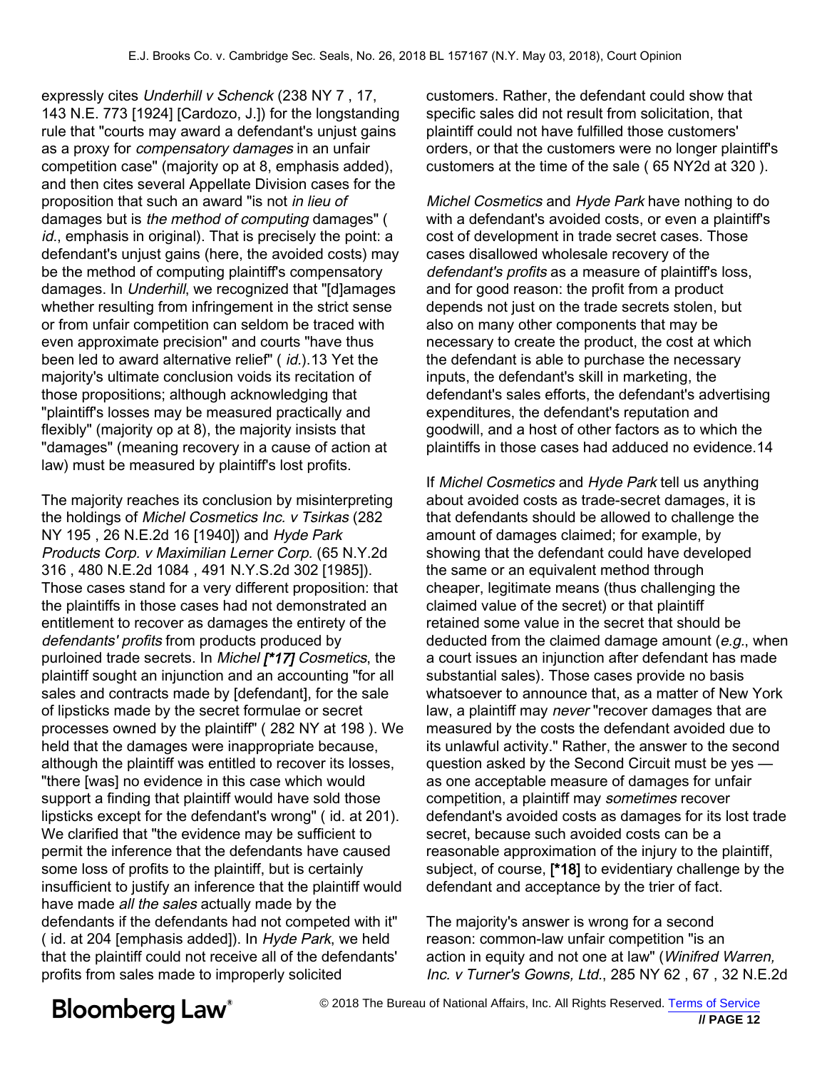expressly cites *Underhill v Schenck* (238 NY 7 , 17, 143 N.E. 773 [1924] [Cardozo, J.]) for the longstanding rule that "courts may award a defendant's unjust gains as a proxy for *compensatory damages* in an unfair competition case" (majority op at 8, emphasis added), and then cites several Appellate Division cases for the proposition that such an award "is not *in lieu of* damages but is *the method of computing* damages" ( *id.*, emphasis in original). That is precisely the point: a defendant's unjust gains (here, the avoided costs) may be the method of computing plaintiff's compensatory damages. In *Underhill*, we recognized that "[d]amages whether resulting from infringement in the strict sense or from unfair competition can seldom be traced with even approximate precision" and courts "have thus been led to award alternative relief" ( *id.*).13 Yet the majority's ultimate conclusion voids its recitation of those propositions; although acknowledging that "plaintiff's losses may be measured practically and flexibly" (majority op at 8), the majority insists that "damages" (meaning recovery in a cause of action at law) must be measured by plaintiff's lost profits.

The majority reaches its conclusion by misinterpreting the holdings of *Michel Cosmetics Inc. v Tsirkas* (282 NY 195 , 26 N.E.2d 16 [1940]) and *Hyde Park Products Corp. v Maximilian Lerner Corp.* (65 N.Y.2d 316 , 480 N.E.2d 1084 , 491 N.Y.S.2d 302 [1985]). Those cases stand for a very different proposition: that the plaintiffs in those cases had not demonstrated an entitlement to recover as damages the entirety of the *defendants' profits* from products produced by purloined trade secrets. In *Michel [*17] Cosmetics*, the plaintiff sought an injunction and an accounting "for all sales and contracts made by [defendant], for the sale of lipsticks made by the secret formulae or secret processes owned by the plaintiff" ( 282 NY at 198 ). We held that the damages were inappropriate because, although the plaintiff was entitled to recover its losses, "there [was] no evidence in this case which would support a finding that plaintiff would have sold those lipsticks except for the defendant's wrong" ( id. at 201). We clarified that "the evidence may be sufficient to permit the inference that the defendants have caused some loss of profits to the plaintiff, but is certainly insufficient to justify an inference that the plaintiff would have made *all the sales* actually made by the defendants if the defendants had not competed with it" ( id. at 204 [emphasis added]). In *Hyde Park*, we held that the plaintiff could not receive all of the defendants' profits from sales made to improperly solicited customers. Rather, the defendant could show that specific sales did not result from solicitation, that plaintiff could not have fulfilled those customers' orders, or that the customers were no longer plaintiff's customers at the time of the sale ( 65 NY2d at 320 ).

*Michel Cosmetics* and *Hyde Park* have nothing to do with a defendant's avoided costs, or even a plaintiff's cost of development in trade secret cases. Those cases disallowed wholesale recovery of the *defendant's profits* as a measure of plaintiff's loss, and for good reason: the profit from a product depends not just on the trade secrets stolen, but also on many other components that may be necessary to create the product, the cost at which the defendant is able to purchase the necessary inputs, the defendant's skill in marketing, the defendant's sales efforts, the defendant's advertising expenditures, the defendant's reputation and goodwill, and a host of other factors as to which the plaintiffs in those cases had adduced no evidence.14

If *Michel Cosmetics* and *Hyde Park* tell us anything about avoided costs as trade-secret damages, it is that defendants should be allowed to challenge the amount of damages claimed; for example, by showing that the defendant could have developed the same or an equivalent method through cheaper, legitimate means (thus challenging the claimed value of the secret) or that plaintiff retained some value in the secret that should be deducted from the claimed damage amount (*e.g.*, when a court issues an injunction after defendant has made substantial sales). Those cases provide no basis whatsoever to announce that, as a matter of New York law, a plaintiff may *never* "recover damages that are measured by the costs the defendant avoided due to its unlawful activity." Rather, the answer to the second question asked by the Second Circuit must be yes — as one acceptable measure of damages for unfair competition, a plaintiff may *sometimes* recover defendant's avoided costs as damages for its lost trade secret, because such avoided costs can be a reasonable approximation of the injury to the plaintiff, subject, of course, [*18] to evidentiary challenge by the defendant and acceptance by the trier of fact.

The majority's answer is wrong for a second reason: common-law unfair competition "is an action in equity and not one at law" (*Winifred Warren, Inc. v Turner's Gowns, Ltd.*, 285 NY 62 , 67 , 32 N.E.2d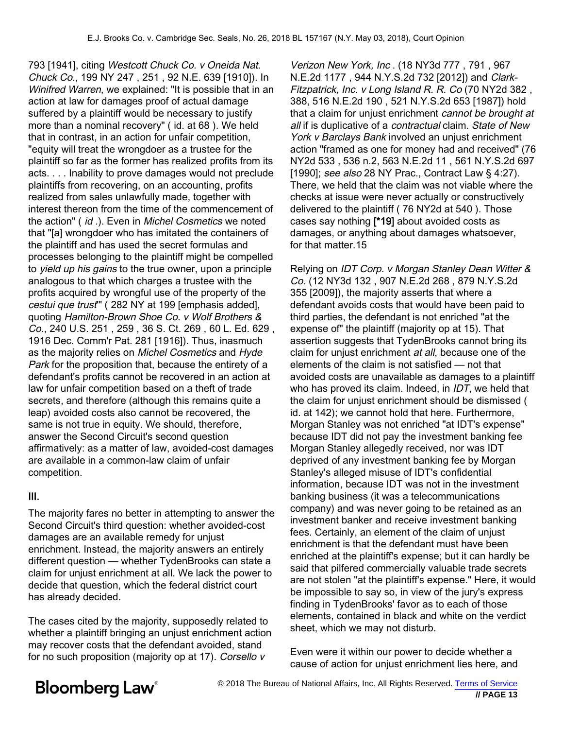793 [1941], citing *Westcott Chuck Co. v Oneida Nat. Chuck Co.*, 199 NY 247 , 251 , 92 N.E. 639 [1910]). In *Winifred Warren*, we explained: "It is possible that in an action at law for damages proof of actual damage suffered by a plaintiff would be necessary to justify more than a nominal recovery" ( id. at 68 ). We held that in contrast, in an action for unfair competition, "equity will treat the wrongdoer as a trustee for the plaintiff so far as the former has realized profits from its acts. . . . Inability to prove damages would not preclude plaintiffs from recovering, on an accounting, profits realized from sales unlawfully made, together with interest thereon from the time of the commencement of the action" ( *id* .). Even in *Michel Cosmetics* we noted that "[a] wrongdoer who has imitated the containers of the plaintiff and has used the secret formulas and processes belonging to the plaintiff might be compelled to *yield up his gains* to the true owner, upon a principle analogous to that which charges a trustee with the profits acquired by wrongful use of the property of the *cestui que trust*" ( 282 NY at 199 [emphasis added], quoting *Hamilton-Brown Shoe Co. v Wolf Brothers & Co.*, 240 U.S. 251 , 259 , 36 S. Ct. 269 , 60 L. Ed. 629 , 1916 Dec. Comm'r Pat. 281 [1916]). Thus, inasmuch as the majority relies on *Michel Cosmetics* and *Hyde Park* for the proposition that, because the entirety of a defendant's profits cannot be recovered in an action at law for unfair competition based on a theft of trade secrets, and therefore (although this remains quite a leap) avoided costs also cannot be recovered, the same is not true in equity. We should, therefore, answer the Second Circuit's second question affirmatively: as a matter of law, avoided-cost damages are available in a common-law claim of unfair competition.

## III.

The majority fares no better in attempting to answer the Second Circuit's third question: whether avoided-cost damages are an available remedy for unjust enrichment. Instead, the majority answers an entirely different question — whether TydenBrooks can state a claim for unjust enrichment at all. We lack the power to decide that question, which the federal district court has already decided.

The cases cited by the majority, supposedly related to whether a plaintiff bringing an unjust enrichment action may recover costs that the defendant avoided, stand for no such proposition (majority op at 17). *Corsello v Verizon New York, Inc* . (18 NY3d 777 , 791 , 967 N.E.2d 1177 , 944 N.Y.S.2d 732 [2012]) and *Clark-Fitzpatrick, Inc. v Long Island R. R. Co* (70 NY2d 382 , 388, 516 N.E.2d 190 , 521 N.Y.S.2d 653 [1987]) hold that a claim for unjust enrichment *cannot be brought at all* if is duplicative of a *contractual* claim. *State of New York v Barclays Bank* involved an unjust enrichment action "framed as one for money had and received" (76 NY2d 533 , 536 n.2, 563 N.E.2d 11 , 561 N.Y.S.2d 697 [1990]; *see also* 28 NY Prac., Contract Law § 4:27). There, we held that the claim was not viable where the checks at issue were never actually or constructively delivered to the plaintiff ( 76 NY2d at 540 ). Those cases say nothing **[*19]** about avoided costs as damages, or anything about damages whatsoever, for that matter.15

Relying on *IDT Corp. v Morgan Stanley Dean Witter & Co.* (12 NY3d 132 , 907 N.E.2d 268 , 879 N.Y.S.2d 355 [2009]), the majority asserts that where a defendant avoids costs that would have been paid to third parties, the defendant is not enriched "at the expense of" the plaintiff (majority op at 15). That assertion suggests that TydenBrooks cannot bring its claim for unjust enrichment *at all*, because one of the elements of the claim is not satisfied — not that avoided costs are unavailable as damages to a plaintiff who has proved its claim. Indeed, in *IDT*, we held that the claim for unjust enrichment should be dismissed ( id. at 142); we cannot hold that here. Furthermore, Morgan Stanley was not enriched "at IDT's expense" because IDT did not pay the investment banking fee Morgan Stanley allegedly received, nor was IDT deprived of any investment banking fee by Morgan Stanley's alleged misuse of IDT's confidential information, because IDT was not in the investment banking business (it was a telecommunications company) and was never going to be retained as an investment banker and receive investment banking fees. Certainly, an element of the claim of unjust enrichment is that the defendant must have been enriched at the plaintiff's expense; but it can hardly be said that pilfered commercially valuable trade secrets are not stolen "at the plaintiff's expense." Here, it would be impossible to say so, in view of the jury's express finding in TydenBrooks' favor as to each of those elements, contained in black and white on the verdict sheet, which we may not disturb.

Even were it within our power to decide whether a cause of action for unjust enrichment lies here, and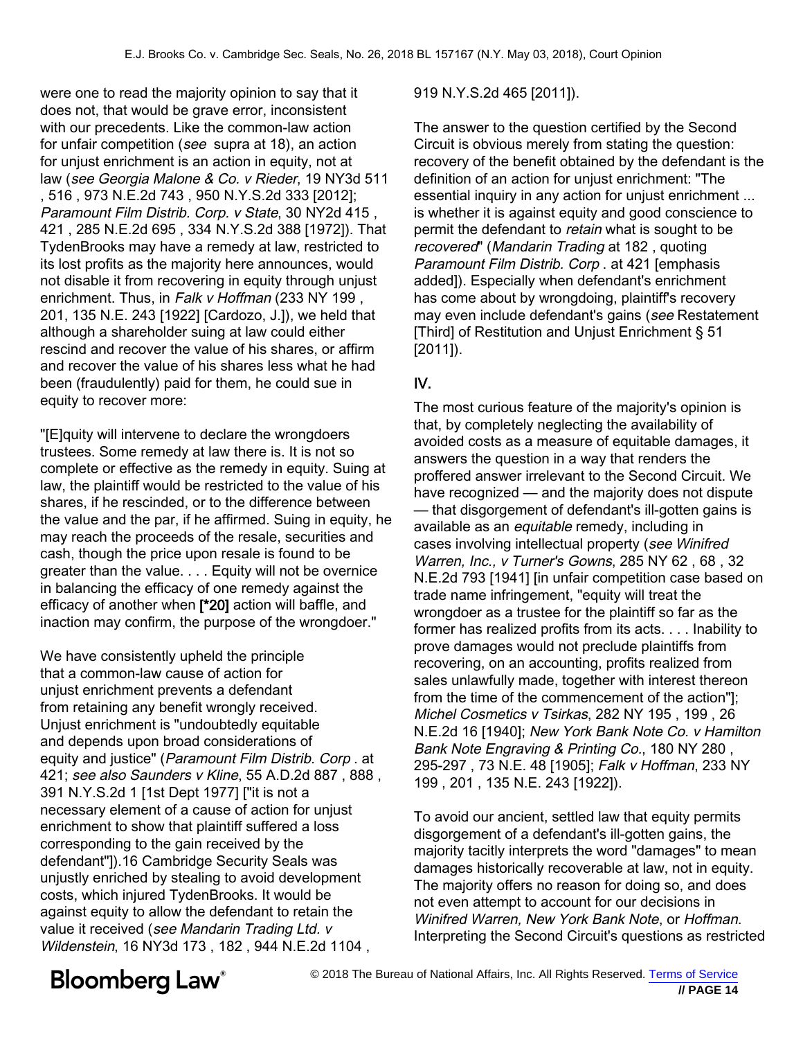were one to read the majority opinion to say that it does not, that would be grave error, inconsistent with our precedents. Like the common-law action for unfair competition (*see* supra at 18), an action for unjust enrichment is an action in equity, not at law (*see Georgia Malone & Co. v Rieder*, 19 NY3d 511 , 516 , 973 N.E.2d 743 , 950 N.Y.S.2d 333 [2012]; *Paramount Film Distrib. Corp. v State*, 30 NY2d 415 , 421 , 285 N.E.2d 695 , 334 N.Y.S.2d 388 [1972]). That TydenBrooks may have a remedy at law, restricted to its lost profits as the majority here announces, would not disable it from recovering in equity through unjust enrichment. Thus, in *Falk v Hoffman* (233 NY 199 , 201, 135 N.E. 243 [1922] [Cardozo, J.]), we held that although a shareholder suing at law could either rescind and recover the value of his shares, or affirm and recover the value of his shares less what he had been (fraudulently) paid for them, he could sue in equity to recover more:

"[E]quity will intervene to declare the wrongdoers trustees. Some remedy at law there is. It is not so complete or effective as the remedy in equity. Suing at law, the plaintiff would be restricted to the value of his shares, if he rescinded, or to the difference between the value and the par, if he affirmed. Suing in equity, he may reach the proceeds of the resale, securities and cash, though the price upon resale is found to be greater than the value. . . . Equity will not be overnice in balancing the efficacy of one remedy against the efficacy of another when **[*20]** action will baffle, and inaction may confirm, the purpose of the wrongdoer."

We have consistently upheld the principle that a common-law cause of action for unjust enrichment prevents a defendant from retaining any benefit wrongly received. Unjust enrichment is "undoubtedly equitable and depends upon broad considerations of equity and justice" (*Paramount Film Distrib. Corp* . at 421; *see also Saunders v Kline*, 55 A.D.2d 887 , 888 , 391 N.Y.S.2d 1 [1st Dept 1977] ["it is not a necessary element of a cause of action for unjust enrichment to show that plaintiff suffered a loss corresponding to the gain received by the defendant"]).16 Cambridge Security Seals was unjustly enriched by stealing to avoid development costs, which injured TydenBrooks. It would be against equity to allow the defendant to retain the value it received (*see Mandarin Trading Ltd. v Wildenstein*, 16 NY3d 173 , 182 , 944 N.E.2d 1104 , 919 N.Y.S.2d 465 [2011]).

The answer to the question certified by the Second Circuit is obvious merely from stating the question: recovery of the benefit obtained by the defendant is the definition of an action for unjust enrichment: "The essential inquiry in any action for unjust enrichment ... is whether it is against equity and good conscience to permit the defendant to *retain* what is sought to be *recovered*" (*Mandarin Trading* at 182 , quoting *Paramount Film Distrib. Corp* . at 421 [emphasis added]). Especially when defendant's enrichment has come about by wrongdoing, plaintiff's recovery may even include defendant's gains (*see* Restatement [Third] of Restitution and Unjust Enrichment § 51 [2011]).

## IV.

The most curious feature of the majority's opinion is that, by completely neglecting the availability of avoided costs as a measure of equitable damages, it answers the question in a way that renders the proffered answer irrelevant to the Second Circuit. We have recognized — and the majority does not dispute — that disgorgement of defendant's ill-gotten gains is available as an *equitable* remedy, including in cases involving intellectual property (*see Winifred Warren, Inc., v Turner's Gowns*, 285 NY 62 , 68 , 32 N.E.2d 793 [1941] [in unfair competition case based on trade name infringement, "equity will treat the wrongdoer as a trustee for the plaintiff so far as the former has realized profits from its acts. . . . Inability to prove damages would not preclude plaintiffs from recovering, on an accounting, profits realized from sales unlawfully made, together with interest thereon from the time of the commencement of the action"]; *Michel Cosmetics v Tsirkas*, 282 NY 195 , 199 , 26 N.E.2d 16 [1940]; *New York Bank Note Co. v Hamilton Bank Note Engraving & Printing Co.*, 180 NY 280 , 295-297 , 73 N.E. 48 [1905]; *Falk v Hoffman*, 233 NY 199 , 201 , 135 N.E. 243 [1922]).

To avoid our ancient, settled law that equity permits disgorgement of a defendant's ill-gotten gains, the majority tacitly interprets the word "damages" to mean damages historically recoverable at law, not in equity. The majority offers no reason for doing so, and does not even attempt to account for our decisions in *Winifred Warren*, *New York Bank Note*, or *Hoffman*. Interpreting the Second Circuit's questions as restricted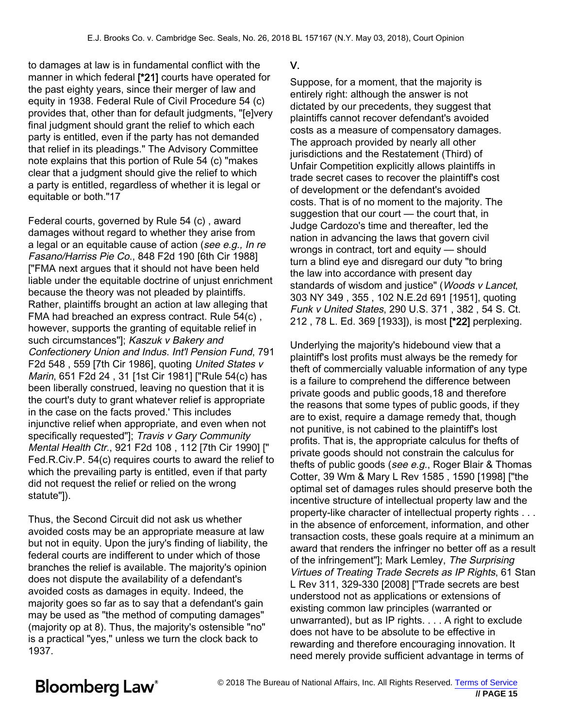to damages at law is in fundamental conflict with the manner in which federal [*21] courts have operated for the past eighty years, since their merger of law and equity in 1938. Federal Rule of Civil Procedure 54 (c) provides that, other than for default judgments, "[e]very final judgment should grant the relief to which each party is entitled, even if the party has not demanded that relief in its pleadings." The Advisory Committee note explains that this portion of Rule 54 (c) "makes clear that a judgment should give the relief to which a party is entitled, regardless of whether it is legal or equitable or both."17

Federal courts, governed by Rule 54 (c) , award damages without regard to whether they arise from a legal or an equitable cause of action (*see e.g., In re Fasano/Harriss Pie Co.*, 848 F2d 190 [6th Cir 1988] ["FMA next argues that it should not have been held liable under the equitable doctrine of unjust enrichment because the theory was not pleaded by plaintiffs. Rather, plaintiffs brought an action at law alleging that FMA had breached an express contract. Rule 54(c) , however, supports the granting of equitable relief in such circumstances"]; *Kaszuk v Bakery and Confectionery Union and Indus. Int'l Pension Fund*, 791 F2d 548 , 559 [7th Cir 1986], quoting *United States v Marin*, 651 F2d 24 , 31 [1st Cir 1981] ["Rule 54(c) has been liberally construed, leaving no question that it is the court's duty to grant whatever relief is appropriate in the case on the facts proved.' This includes injunctive relief when appropriate, and even when not specifically requested"]; *Travis v Gary Community Mental Health Ctr.*, 921 F2d 108 , 112 [7th Cir 1990] [" Fed.R.Civ.P. 54(c) requires courts to award the relief to which the prevailing party is entitled, even if that party did not request the relief or relied on the wrong statute"]).

Thus, the Second Circuit did not ask us whether avoided costs may be an appropriate measure at law but not in equity. Upon the jury's finding of liability, the federal courts are indifferent to under which of those branches the relief is available. The majority's opinion does not dispute the availability of a defendant's avoided costs as damages in equity. Indeed, the majority goes so far as to say that a defendant's gain may be used as "the method of computing damages" (majority op at 8). Thus, the majority's ostensible "no" is a practical "yes," unless we turn the clock back to 1937.

## V.

Suppose, for a moment, that the majority is entirely right: although the answer is not dictated by our precedents, they suggest that plaintiffs cannot recover defendant's avoided costs as a measure of compensatory damages. The approach provided by nearly all other jurisdictions and the Restatement (Third) of Unfair Competition explicitly allows plaintiffs in trade secret cases to recover the plaintiff's cost of development or the defendant's avoided costs. That is of no moment to the majority. The suggestion that our court — the court that, in Judge Cardozo's time and thereafter, led the nation in advancing the laws that govern civil wrongs in contract, tort and equity — should turn a blind eye and disregard our duty "to bring the law into accordance with present day standards of wisdom and justice" (*Woods v Lancet*, 303 NY 349 , 355 , 102 N.E.2d 691 [1951], quoting *Funk v United States*, 290 U.S. 371 , 382 , 54 S. Ct. 212 , 78 L. Ed. 369 [1933]), is most [*22] perplexing.

Underlying the majority's hidebound view that a plaintiff's lost profits must always be the remedy for theft of commercially valuable information of any type is a failure to comprehend the difference between private goods and public goods,18 and therefore the reasons that some types of public goods, if they are to exist, require a damage remedy that, though not punitive, is not cabined to the plaintiff's lost profits. That is, the appropriate calculus for thefts of private goods should not constrain the calculus for thefts of public goods (*see e.g.*, Roger Blair & Thomas Cotter, 39 Wm & Mary L Rev 1585 , 1590 [1998] ["the optimal set of damages rules should preserve both the incentive structure of intellectual property law and the property-like character of intellectual property rights . . . in the absence of enforcement, information, and other transaction costs, these goals require at a minimum an award that renders the infringer no better off as a result of the infringement"]; Mark Lemley, *The Surprising Virtues of Treating Trade Secrets as IP Rights*, 61 Stan L Rev 311, 329-330 [2008] ["Trade secrets are best understood not as applications or extensions of existing common law principles (warranted or unwarranted), but as IP rights. . . . A right to exclude does not have to be absolute to be effective in rewarding and therefore encouraging innovation. It need merely provide sufficient advantage in terms of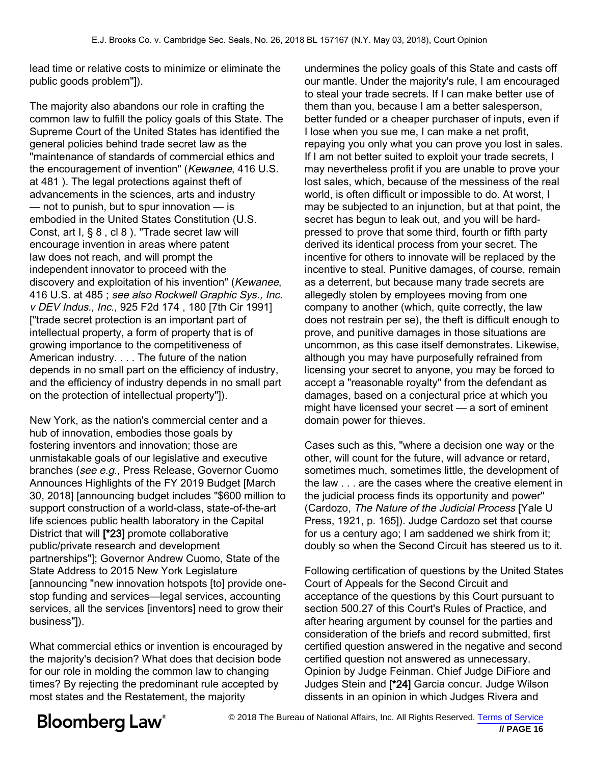lead time or relative costs to minimize or eliminate the public goods problem"]).

The majority also abandons our role in crafting the common law to fulfill the policy goals of this State. The Supreme Court of the United States has identified the general policies behind trade secret law as the "maintenance of standards of commercial ethics and the encouragement of invention" (*Kewanee*, 416 U.S. at 481 ). The legal protections against theft of advancements in the sciences, arts and industry — not to punish, but to spur innovation — is embodied in the United States Constitution (U.S. Const, art I, § 8 , cl 8 ). "Trade secret law will encourage invention in areas where patent law does not reach, and will prompt the independent innovator to proceed with the discovery and exploitation of his invention" (*Kewanee*, 416 U.S. at 485 ; *see also Rockwell Graphic Sys., Inc. v DEV Indus., Inc.*, 925 F2d 174 , 180 [7th Cir 1991] ["trade secret protection is an important part of intellectual property, a form of property that is of growing importance to the competitiveness of American industry. . . . The future of the nation depends in no small part on the efficiency of industry, and the efficiency of industry depends in no small part on the protection of intellectual property"]).

New York, as the nation's commercial center and a hub of innovation, embodies those goals by fostering inventors and innovation; those are unmistakable goals of our legislative and executive branches (*see e.g.*, Press Release, Governor Cuomo Announces Highlights of the FY 2019 Budget [March 30, 2018] [announcing budget includes "$600 million to support construction of a world-class, state-of-the-art life sciences public health laboratory in the Capital District that will **[*23]** promote collaborative public/private research and development partnerships"]; Governor Andrew Cuomo, State of the State Address to 2015 New York Legislature [announcing "new innovation hotspots [to] provide one-stop funding and services—legal services, accounting services, all the services [inventors] need to grow their business"]).

What commercial ethics or invention is encouraged by the majority's decision? What does that decision bode for our role in molding the common law to changing times? By rejecting the predominant rule accepted by most states and the Restatement, the majority undermines the policy goals of this State and casts off our mantle. Under the majority's rule, I am encouraged to steal your trade secrets. If I can make better use of them than you, because I am a better salesperson, better funded or a cheaper purchaser of inputs, even if I lose when you sue me, I can make a net profit, repaying you only what you can prove you lost in sales. If I am not better suited to exploit your trade secrets, I may nevertheless profit if you are unable to prove your lost sales, which, because of the messiness of the real world, is often difficult or impossible to do. At worst, I may be subjected to an injunction, but at that point, the secret has begun to leak out, and you will be hard-pressed to prove that some third, fourth or fifth party derived its identical process from your secret. The incentive for others to innovate will be replaced by the incentive to steal. Punitive damages, of course, remain as a deterrent, but because many trade secrets are allegedly stolen by employees moving from one company to another (which, quite correctly, the law does not restrain per se), the theft is difficult enough to prove, and punitive damages in those situations are uncommon, as this case itself demonstrates. Likewise, although you may have purposefully refrained from licensing your secret to anyone, you may be forced to accept a "reasonable royalty" from the defendant as damages, based on a conjectural price at which you might have licensed your secret — a sort of eminent domain power for thieves.

Cases such as this, "where a decision one way or the other, will count for the future, will advance or retard, sometimes much, sometimes little, the development of the law . . . are the cases where the creative element in the judicial process finds its opportunity and power" (Cardozo, *The Nature of the Judicial Process* [Yale U Press, 1921, p. 165]). Judge Cardozo set that course for us a century ago; I am saddened we shirk from it; doubly so when the Second Circuit has steered us to it.

Following certification of questions by the United States Court of Appeals for the Second Circuit and acceptance of the questions by this Court pursuant to section 500.27 of this Court's Rules of Practice, and after hearing argument by counsel for the parties and consideration of the briefs and record submitted, first certified question answered in the negative and second certified question not answered as unnecessary. Opinion by Judge Feinman. Chief Judge DiFiore and Judges Stein and **[*24]** Garcia concur. Judge Wilson dissents in an opinion in which Judges Rivera and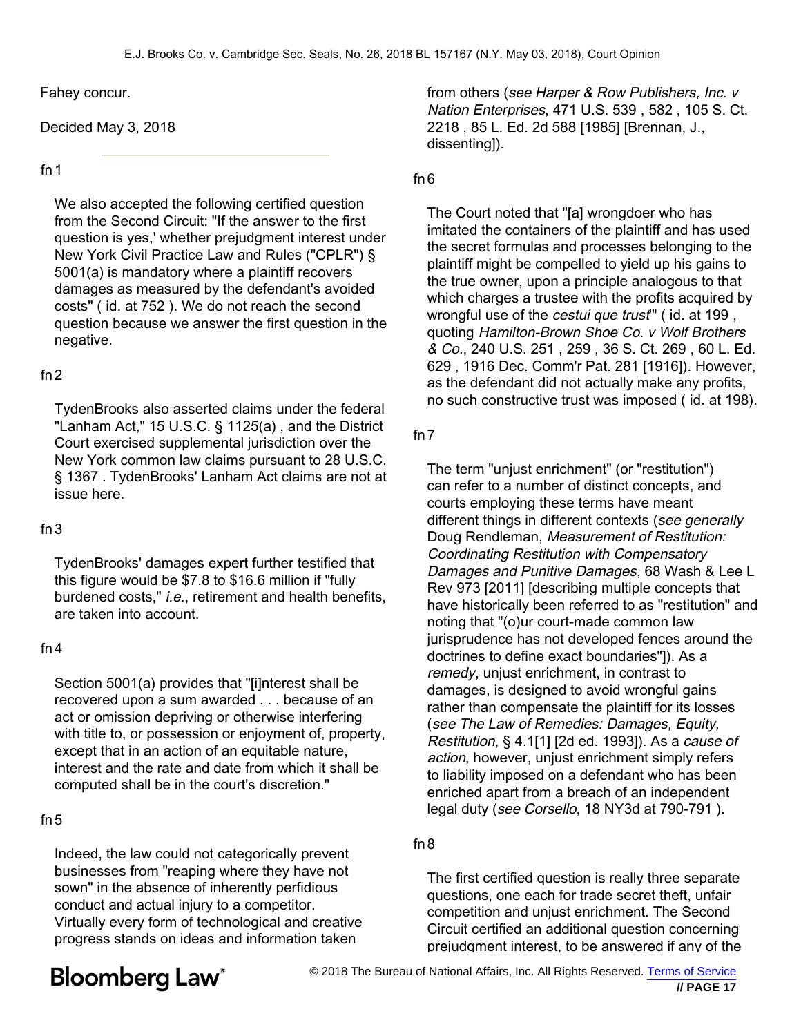Fahey concur.

Decided May 3, 2018

---

fn 1

We also accepted the following certified question from the Second Circuit: "If the answer to the first question is yes,' whether prejudgment interest under New York Civil Practice Law and Rules ("CPLR") § 5001(a) is mandatory where a plaintiff recovers damages as measured by the defendant's avoided costs" ( id. at 752 ). We do not reach the second question because we answer the first question in the negative.

fn 2

TydenBrooks also asserted claims under the federal "Lanham Act," 15 U.S.C. § 1125(a) , and the District Court exercised supplemental jurisdiction over the New York common law claims pursuant to 28 U.S.C. § 1367 . TydenBrooks' Lanham Act claims are not at issue here.

fn 3

TydenBrooks' damages expert further testified that this figure would be \$7.8 to \$16.6 million if "fully burdened costs," *i.e.*, retirement and health benefits, are taken into account.

fn 4

Section 5001(a) provides that "[i]nterest shall be recovered upon a sum awarded . . . because of an act or omission depriving or otherwise interfering with title to, or possession or enjoyment of, property, except that in an action of an equitable nature, interest and the rate and date from which it shall be computed shall be in the court's discretion."

fn 5

Indeed, the law could not categorically prevent businesses from "reaping where they have not sown" in the absence of inherently perfidious conduct and actual injury to a competitor. Virtually every form of technological and creative progress stands on ideas and information taken from others (*see Harper & Row Publishers, Inc. v Nation Enterprises*, 471 U.S. 539 , 582 , 105 S. Ct. 2218 , 85 L. Ed. 2d 588 [1985] [Brennan, J., dissenting]).

fn 6

The Court noted that "[a] wrongdoer who has imitated the containers of the plaintiff and has used the secret formulas and processes belonging to the plaintiff might be compelled to yield up his gains to the true owner, upon a principle analogous to that which charges a trustee with the profits acquired by wrongful use of the *cestui que trust*" ( id. at 199 , quoting *Hamilton-Brown Shoe Co. v Wolf Brothers & Co.*, 240 U.S. 251 , 259 , 36 S. Ct. 269 , 60 L. Ed. 629 , 1916 Dec. Comm'r Pat. 281 [1916]). However, as the defendant did not actually make any profits, no such constructive trust was imposed ( id. at 198).

fn 7

The term "unjust enrichment" (or "restitution") can refer to a number of distinct concepts, and courts employing these terms have meant different things in different contexts (*see generally* Doug Rendleman, *Measurement of Restitution: Coordinating Restitution with Compensatory Damages and Punitive Damages*, 68 Wash & Lee L Rev 973 [2011] [describing multiple concepts that have historically been referred to as "restitution" and noting that "(o)ur court-made common law jurisprudence has not developed fences around the doctrines to define exact boundaries"]). As a *remedy*, unjust enrichment, in contrast to damages, is designed to avoid wrongful gains rather than compensate the plaintiff for its losses (*see The Law of Remedies: Damages, Equity, Restitution*, § 4.1[1] [2d ed. 1993]). As a *cause of action*, however, unjust enrichment simply refers to liability imposed on a defendant who has been enriched apart from a breach of an independent legal duty (*see Corsello*, 18 NY3d at 790-791 ).

fn 8

The first certified question is really three separate questions, one each for trade secret theft, unfair competition and unjust enrichment. The Second Circuit certified an additional question concerning prejudgment interest, to be answered if any of the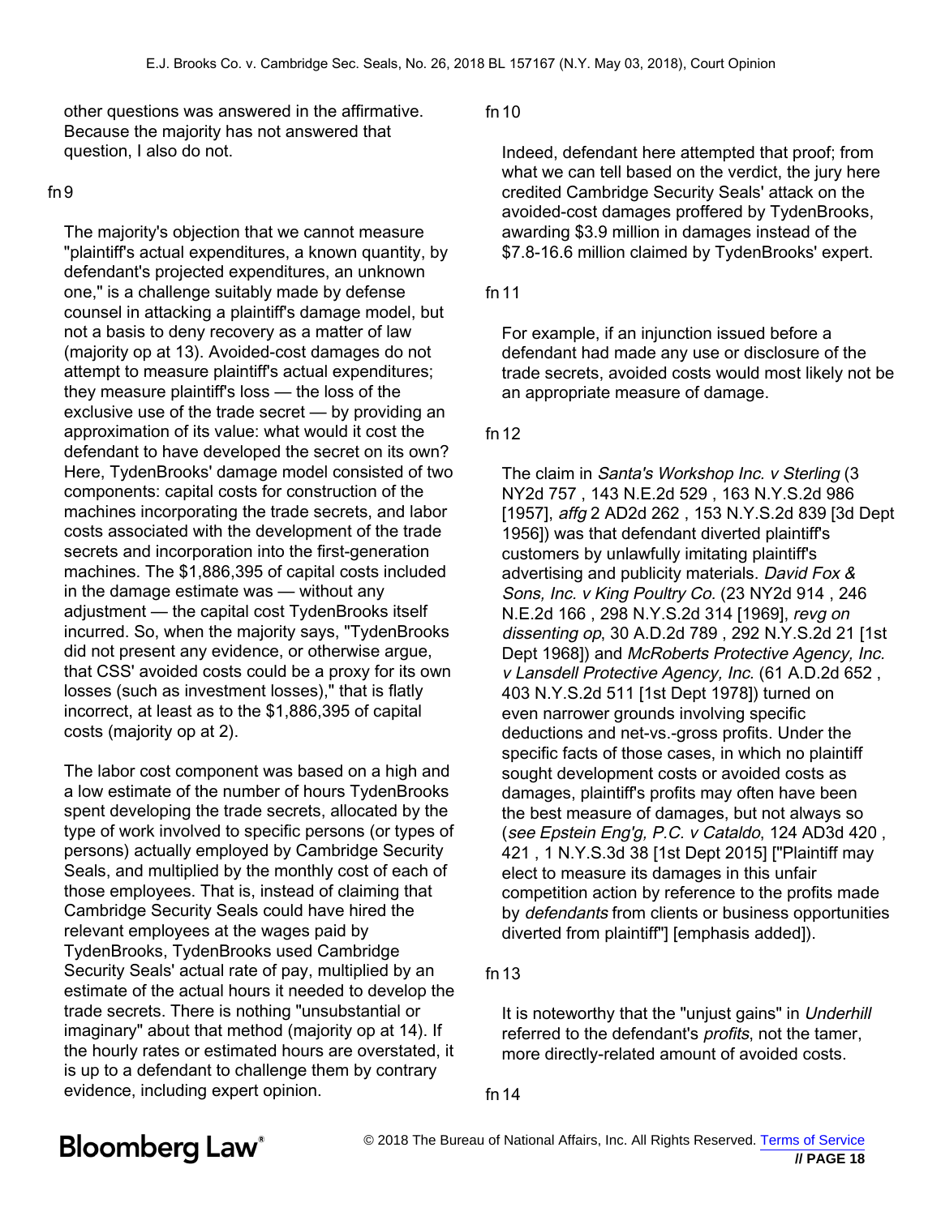other questions was answered in the affirmative. Because the majority has not answered that question, I also do not.

fn 9

The majority's objection that we cannot measure "plaintiff's actual expenditures, a known quantity, by defendant's projected expenditures, an unknown one," is a challenge suitably made by defense counsel in attacking a plaintiff's damage model, but not a basis to deny recovery as a matter of law (majority op at 13). Avoided-cost damages do not attempt to measure plaintiff's actual expenditures; they measure plaintiff's loss — the loss of the exclusive use of the trade secret — by providing an approximation of its value: what would it cost the defendant to have developed the secret on its own? Here, TydenBrooks' damage model consisted of two components: capital costs for construction of the machines incorporating the trade secrets, and labor costs associated with the development of the trade secrets and incorporation into the first-generation machines. The $1,886,395 of capital costs included in the damage estimate was — without any adjustment — the capital cost TydenBrooks itself incurred. So, when the majority says, "TydenBrooks did not present any evidence, or otherwise argue, that CSS' avoided costs could be a proxy for its own losses (such as investment losses)," that is flatly incorrect, at least as to the $1,886,395 of capital costs (majority op at 2).

The labor cost component was based on a high and a low estimate of the number of hours TydenBrooks spent developing the trade secrets, allocated by the type of work involved to specific persons (or types of persons) actually employed by Cambridge Security Seals, and multiplied by the monthly cost of each of those employees. That is, instead of claiming that Cambridge Security Seals could have hired the relevant employees at the wages paid by TydenBrooks, TydenBrooks used Cambridge Security Seals' actual rate of pay, multiplied by an estimate of the actual hours it needed to develop the trade secrets. There is nothing "unsubstantial or imaginary" about that method (majority op at 14). If the hourly rates or estimated hours are overstated, it is up to a defendant to challenge them by contrary evidence, including expert opinion.

fn 10

Indeed, defendant here attempted that proof; from what we can tell based on the verdict, the jury here credited Cambridge Security Seals' attack on the avoided-cost damages proffered by TydenBrooks, awarding $3.9 million in damages instead of the $7.8-16.6 million claimed by TydenBrooks' expert.

fn 11

For example, if an injunction issued before a defendant had made any use or disclosure of the trade secrets, avoided costs would most likely not be an appropriate measure of damage.

fn 12

The claim in *Santa's Workshop Inc. v Sterling* (3 NY2d 757 , 143 N.E.2d 529 , 163 N.Y.S.2d 986 [1957], *affg* 2 AD2d 262 , 153 N.Y.S.2d 839 [3d Dept 1956]) was that defendant diverted plaintiff's customers by unlawfully imitating plaintiff's advertising and publicity materials. *David Fox & Sons, Inc. v King Poultry Co.* (23 NY2d 914 , 246 N.E.2d 166 , 298 N.Y.S.2d 314 [1969], *revg on dissenting op*, 30 A.D.2d 789 , 292 N.Y.S.2d 21 [1st Dept 1968]) and *McRoberts Protective Agency, Inc. v Lansdell Protective Agency, Inc.* (61 A.D.2d 652 , 403 N.Y.S.2d 511 [1st Dept 1978]) turned on even narrower grounds involving specific deductions and net-vs.-gross profits. Under the specific facts of those cases, in which no plaintiff sought development costs or avoided costs as damages, plaintiff's profits may often have been the best measure of damages, but not always so (*see Epstein Eng'g, P.C. v Cataldo*, 124 AD3d 420 , 421 , 1 N.Y.S.3d 38 [1st Dept 2015] ["Plaintiff may elect to measure its damages in this unfair competition action by reference to the profits made by *defendants* from clients or business opportunities diverted from plaintiff"] [emphasis added]).

fn 13

It is noteworthy that the "unjust gains" in *Underhill* referred to the defendant's *profits*, not the tamer, more directly-related amount of avoided costs.

fn 14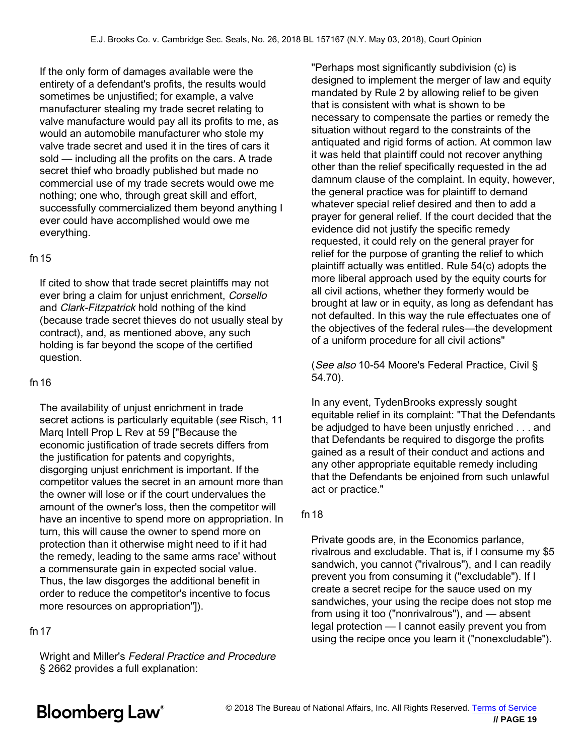If the only form of damages available were the entirety of a defendant's profits, the results would sometimes be unjustified; for example, a valve manufacturer stealing my trade secret relating to valve manufacture would pay all its profits to me, as would an automobile manufacturer who stole my valve trade secret and used it in the tires of cars it sold — including all the profits on the cars. A trade secret thief who broadly published but made no commercial use of my trade secrets would owe me nothing; one who, through great skill and effort, successfully commercialized them beyond anything I ever could have accomplished would owe me everything.

fn 15

If cited to show that trade secret plaintiffs may not ever bring a claim for unjust enrichment, *Corsello* and *Clark-Fitzpatrick* hold nothing of the kind (because trade secret thieves do not usually steal by contract), and, as mentioned above, any such holding is far beyond the scope of the certified question.

fn 16

The availability of unjust enrichment in trade secret actions is particularly equitable (*see* Risch, 11 Marq Intell Prop L Rev at 59 ["Because the economic justification of trade secrets differs from the justification for patents and copyrights, disgorging unjust enrichment is important. If the competitor values the secret in an amount more than the owner will lose or if the court undervalues the amount of the owner's loss, then the competitor will have an incentive to spend more on appropriation. In turn, this will cause the owner to spend more on protection than it otherwise might need to if it had the remedy, leading to the same arms race' without a commensurate gain in expected social value. Thus, the law disgorges the additional benefit in order to reduce the competitor's incentive to focus more resources on appropriation"]).

fn 17

Wright and Miller's *Federal Practice and Procedure* § 2662 provides a full explanation:

"Perhaps most significantly subdivision (c) is designed to implement the merger of law and equity mandated by Rule 2 by allowing relief to be given that is consistent with what is shown to be necessary to compensate the parties or remedy the situation without regard to the constraints of the antiquated and rigid forms of action. At common law it was held that plaintiff could not recover anything other than the relief specifically requested in the ad damnum clause of the complaint. In equity, however, the general practice was for plaintiff to demand whatever special relief desired and then to add a prayer for general relief. If the court decided that the evidence did not justify the specific remedy requested, it could rely on the general prayer for relief for the purpose of granting the relief to which plaintiff actually was entitled. Rule 54(c) adopts the more liberal approach used by the equity courts for all civil actions, whether they formerly would be brought at law or in equity, as long as defendant has not defaulted. In this way the rule effectuates one of the objectives of the federal rules—the development of a uniform procedure for all civil actions"

(*See also* 10-54 Moore's Federal Practice, Civil § 54.70).

In any event, TydenBrooks expressly sought equitable relief in its complaint: "That the Defendants be adjudged to have been unjustly enriched . . . and that Defendants be required to disgorge the profits gained as a result of their conduct and actions and any other appropriate equitable remedy including that the Defendants be enjoined from such unlawful act or practice."

fn 18

Private goods are, in the Economics parlance, rivalrous and excludable. That is, if I consume my $5 sandwich, you cannot ("rivalrous"), and I can readily prevent you from consuming it ("excludable"). If I create a secret recipe for the sauce used on my sandwiches, your using the recipe does not stop me from using it too ("nonrivalrous"), and — absent legal protection — I cannot easily prevent you from using the recipe once you learn it ("nonexcludable").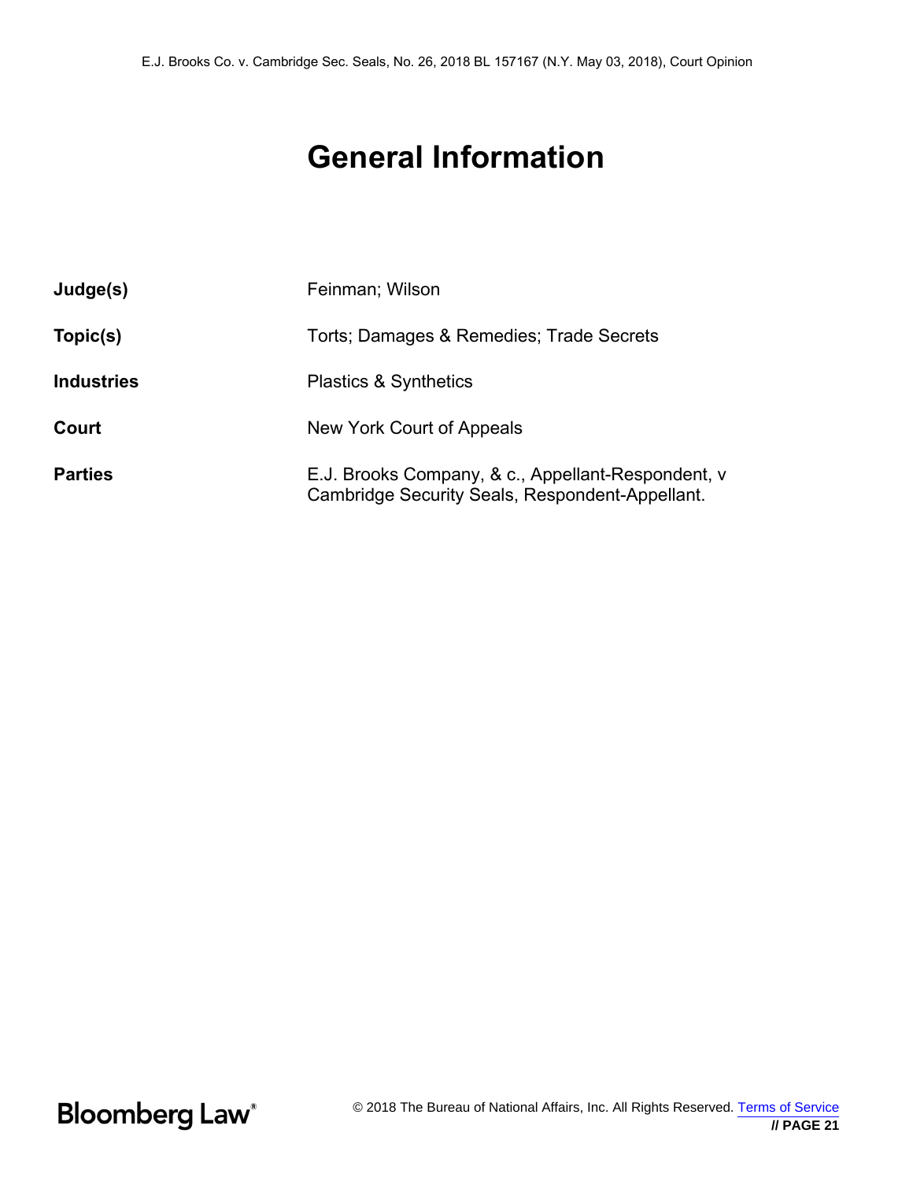# General Information

| | |
|---|---|
| **Judge(s)** | Feinman; Wilson |
| **Topic(s)** | Torts; Damages & Remedies; Trade Secrets |
| **Industries** | Plastics & Synthetics |
| **Court** | New York Court of Appeals |
| **Parties** | E.J. Brooks Company, & c., Appellant-Respondent, v Cambridge Security Seals, Respondent-Appellant. |